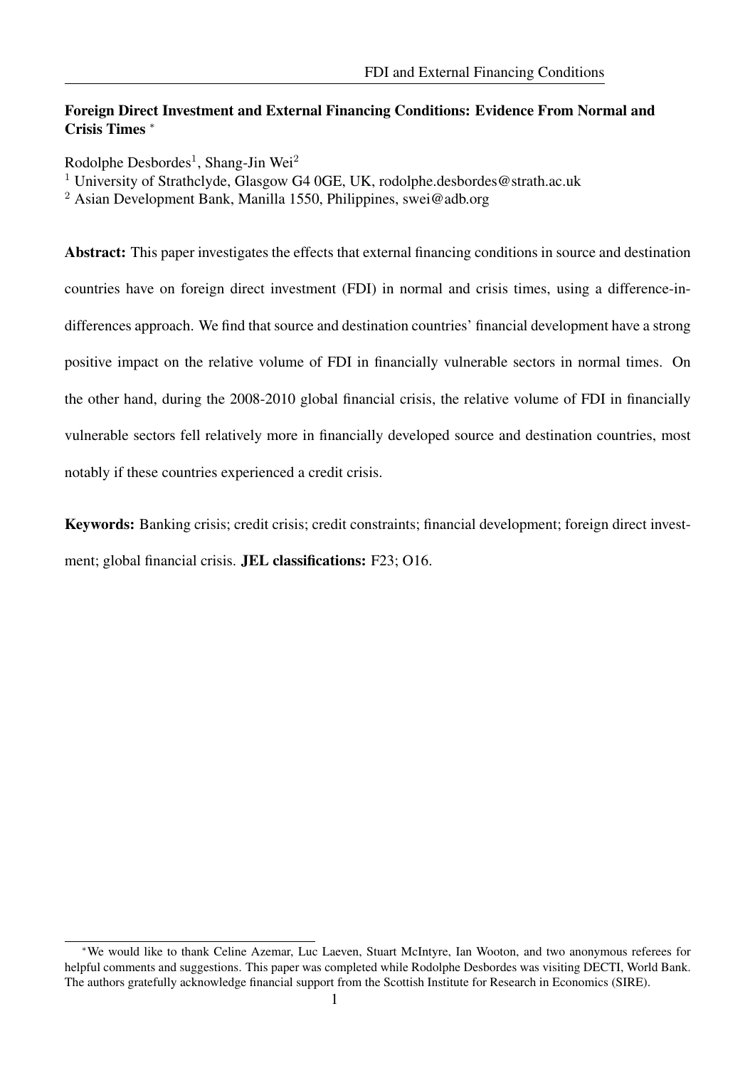# Foreign Direct Investment and External Financing Conditions: Evidence From Normal and Crisis Times [*]

Rodolphe Desbordes[1], Shang-Jin Wei[2]

[1] University of Strathclyde, Glasgow G4 0GE, UK, rodolphe.desbordes@strath.ac.uk

[2] Asian Development Bank, Manilla 1550, Philippines, swei@adb.org

**Abstract:** This paper investigates the effects that external financing conditions in source and destination countries have on foreign direct investment (FDI) in normal and crisis times, using a difference-in-differences approach. We find that source and destination countries' financial development have a strong positive impact on the relative volume of FDI in financially vulnerable sectors in normal times. On the other hand, during the 2008-2010 global financial crisis, the relative volume of FDI in financially vulnerable sectors fell relatively more in financially developed source and destination countries, most notably if these countries experienced a credit crisis.

**Keywords:** Banking crisis; credit crisis; credit constraints; financial development; foreign direct investment; global financial crisis. **JEL classifications:** F23; O16.

[*] We would like to thank Celine Azemar, Luc Laeven, Stuart McIntyre, Ian Wooton, and two anonymous referees for helpful comments and suggestions. This paper was completed while Rodolphe Desbordes was visiting DECTI, World Bank. The authors gratefully acknowledge financial support from the Scottish Institute for Research in Economics (SIRE).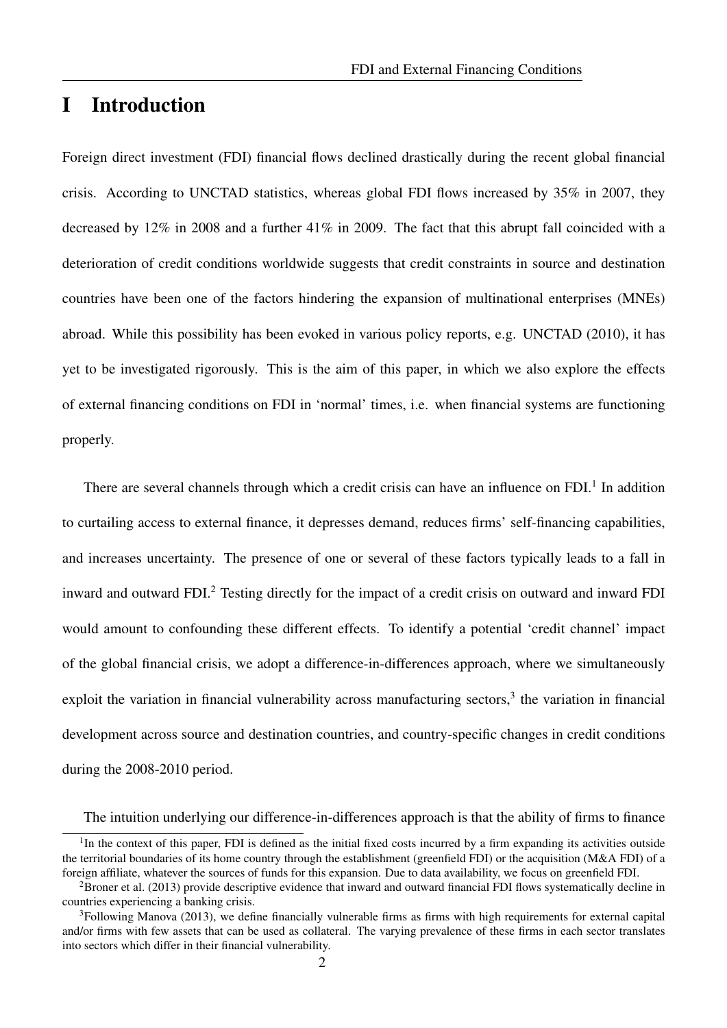# I Introduction

Foreign direct investment (FDI) financial flows declined drastically during the recent global financial crisis. According to UNCTAD statistics, whereas global FDI flows increased by 35% in 2007, they decreased by 12% in 2008 and a further 41% in 2009. The fact that this abrupt fall coincided with a deterioration of credit conditions worldwide suggests that credit constraints in source and destination countries have been one of the factors hindering the expansion of multinational enterprises (MNEs) abroad. While this possibility has been evoked in various policy reports, e.g. UNCTAD (2010), it has yet to be investigated rigorously. This is the aim of this paper, in which we also explore the effects of external financing conditions on FDI in 'normal' times, i.e. when financial systems are functioning properly.

There are several channels through which a credit crisis can have an influence on FDI.[1] In addition to curtailing access to external finance, it depresses demand, reduces firms' self-financing capabilities, and increases uncertainty. The presence of one or several of these factors typically leads to a fall in inward and outward FDI.[2] Testing directly for the impact of a credit crisis on outward and inward FDI would amount to confounding these different effects. To identify a potential 'credit channel' impact of the global financial crisis, we adopt a difference-in-differences approach, where we simultaneously exploit the variation in financial vulnerability across manufacturing sectors,[3] the variation in financial development across source and destination countries, and country-specific changes in credit conditions during the 2008-2010 period.

The intuition underlying our difference-in-differences approach is that the ability of firms to finance

[1] In the context of this paper, FDI is defined as the initial fixed costs incurred by a firm expanding its activities outside the territorial boundaries of its home country through the establishment (greenfield FDI) or the acquisition (M&A FDI) of a foreign affiliate, whatever the sources of funds for this expansion. Due to data availability, we focus on greenfield FDI.

[2] Broner et al. (2013) provide descriptive evidence that inward and outward financial FDI flows systematically decline in countries experiencing a banking crisis.

[3] Following Manova (2013), we define financially vulnerable firms as firms with high requirements for external capital and/or firms with few assets that can be used as collateral. The varying prevalence of these firms in each sector translates into sectors which differ in their financial vulnerability.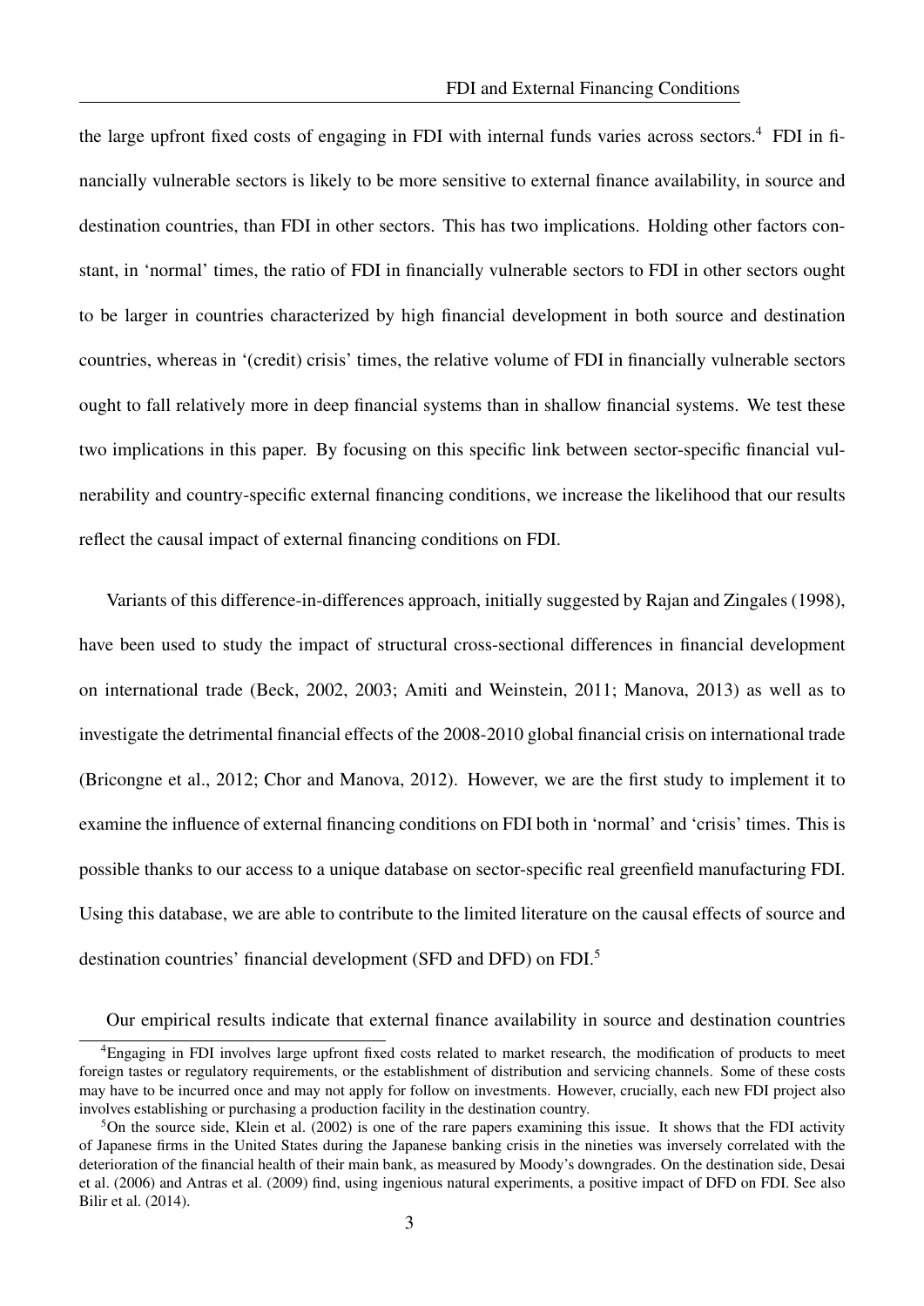the large upfront fixed costs of engaging in FDI with internal funds varies across sectors.[4] FDI in financially vulnerable sectors is likely to be more sensitive to external finance availability, in source and destination countries, than FDI in other sectors. This has two implications. Holding other factors constant, in 'normal' times, the ratio of FDI in financially vulnerable sectors to FDI in other sectors ought to be larger in countries characterized by high financial development in both source and destination countries, whereas in '(credit) crisis' times, the relative volume of FDI in financially vulnerable sectors ought to fall relatively more in deep financial systems than in shallow financial systems. We test these two implications in this paper. By focusing on this specific link between sector-specific financial vulnerability and country-specific external financing conditions, we increase the likelihood that our results reflect the causal impact of external financing conditions on FDI.

Variants of this difference-in-differences approach, initially suggested by Rajan and Zingales (1998), have been used to study the impact of structural cross-sectional differences in financial development on international trade (Beck, 2002, 2003; Amiti and Weinstein, 2011; Manova, 2013) as well as to investigate the detrimental financial effects of the 2008-2010 global financial crisis on international trade (Bricongne et al., 2012; Chor and Manova, 2012). However, we are the first study to implement it to examine the influence of external financing conditions on FDI both in 'normal' and 'crisis' times. This is possible thanks to our access to a unique database on sector-specific real greenfield manufacturing FDI. Using this database, we are able to contribute to the limited literature on the causal effects of source and destination countries' financial development (SFD and DFD) on FDI.[5]

Our empirical results indicate that external finance availability in source and destination countries

[4]Engaging in FDI involves large upfront fixed costs related to market research, the modification of products to meet foreign tastes or regulatory requirements, or the establishment of distribution and servicing channels. Some of these costs may have to be incurred once and may not apply for follow on investments. However, crucially, each new FDI project also involves establishing or purchasing a production facility in the destination country.

[5]On the source side, Klein et al. (2002) is one of the rare papers examining this issue. It shows that the FDI activity of Japanese firms in the United States during the Japanese banking crisis in the nineties was inversely correlated with the deterioration of the financial health of their main bank, as measured by Moody's downgrades. On the destination side, Desai et al. (2006) and Antras et al. (2009) find, using ingenious natural experiments, a positive impact of DFD on FDI. See also Bilir et al. (2014).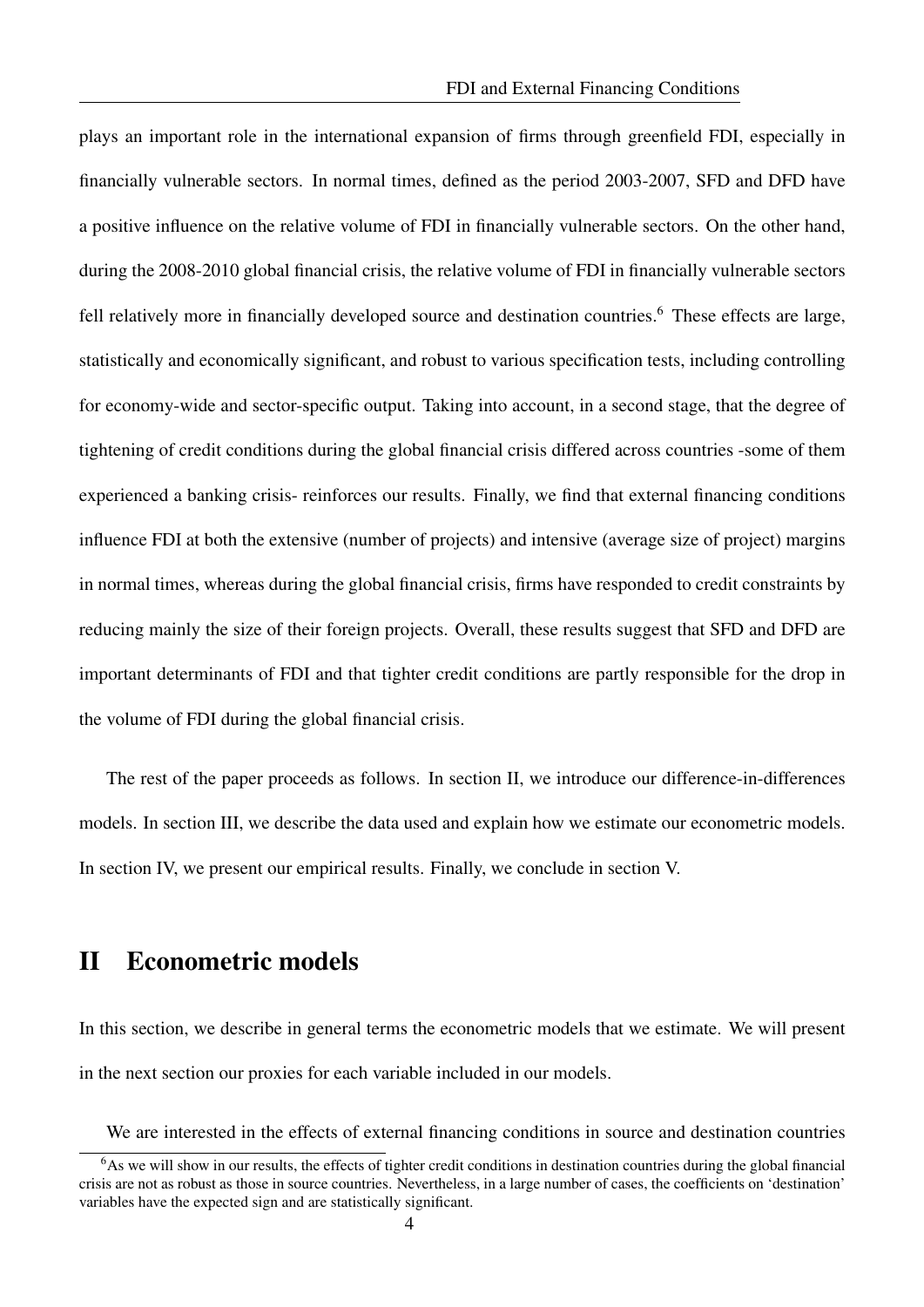plays an important role in the international expansion of firms through greenfield FDI, especially in financially vulnerable sectors. In normal times, defined as the period 2003-2007, SFD and DFD have a positive influence on the relative volume of FDI in financially vulnerable sectors. On the other hand, during the 2008-2010 global financial crisis, the relative volume of FDI in financially vulnerable sectors fell relatively more in financially developed source and destination countries.[6] These effects are large, statistically and economically significant, and robust to various specification tests, including controlling for economy-wide and sector-specific output. Taking into account, in a second stage, that the degree of tightening of credit conditions during the global financial crisis differed across countries -some of them experienced a banking crisis- reinforces our results. Finally, we find that external financing conditions influence FDI at both the extensive (number of projects) and intensive (average size of project) margins in normal times, whereas during the global financial crisis, firms have responded to credit constraints by reducing mainly the size of their foreign projects. Overall, these results suggest that SFD and DFD are important determinants of FDI and that tighter credit conditions are partly responsible for the drop in the volume of FDI during the global financial crisis.

The rest of the paper proceeds as follows. In section II, we introduce our difference-in-differences models. In section III, we describe the data used and explain how we estimate our econometric models. In section IV, we present our empirical results. Finally, we conclude in section V.

# II Econometric models

In this section, we describe in general terms the econometric models that we estimate. We will present in the next section our proxies for each variable included in our models.

We are interested in the effects of external financing conditions in source and destination countries

[6] As we will show in our results, the effects of tighter credit conditions in destination countries during the global financial crisis are not as robust as those in source countries. Nevertheless, in a large number of cases, the coefficients on 'destination' variables have the expected sign and are statistically significant.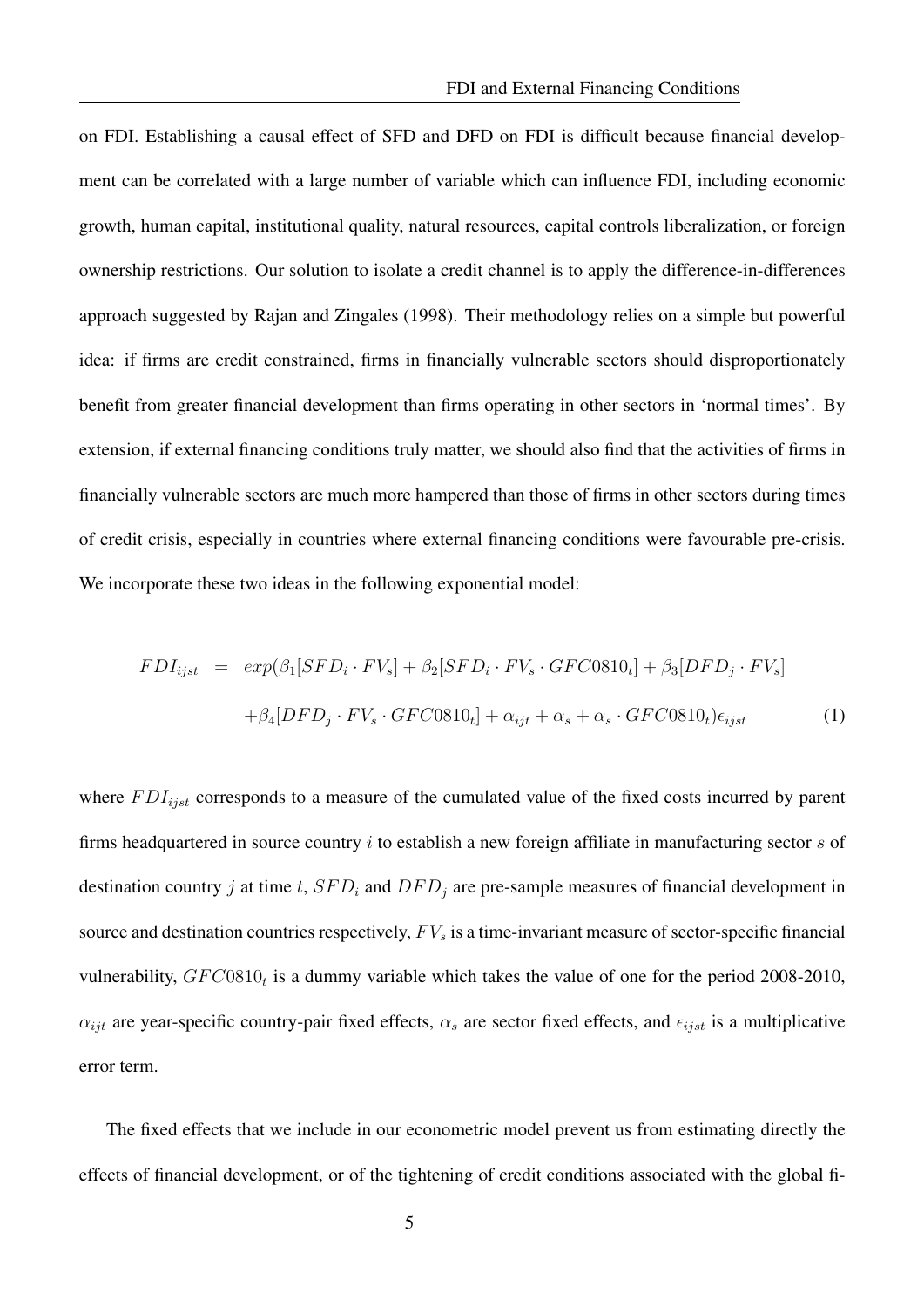on FDI. Establishing a causal effect of SFD and DFD on FDI is difficult because financial development can be correlated with a large number of variable which can influence FDI, including economic growth, human capital, institutional quality, natural resources, capital controls liberalization, or foreign ownership restrictions. Our solution to isolate a credit channel is to apply the difference-in-differences approach suggested by Rajan and Zingales (1998). Their methodology relies on a simple but powerful idea: if firms are credit constrained, firms in financially vulnerable sectors should disproportionately benefit from greater financial development than firms operating in other sectors in 'normal times'. By extension, if external financing conditions truly matter, we should also find that the activities of firms in financially vulnerable sectors are much more hampered than those of firms in other sectors during times of credit crisis, especially in countries where external financing conditions were favourable pre-crisis. We incorporate these two ideas in the following exponential model:

$$
\begin{aligned}
FDI_{ijst} \;=\;& exp(\beta_1[SFD_i \cdot FV_s] + \beta_2[SFD_i \cdot FV_s \cdot GFC0810_t] + \beta_3[DFD_j \cdot FV_s] \\
&+ \beta_4[DFD_j \cdot FV_s \cdot GFC0810_t] + \alpha_{ijt} + \alpha_s + \alpha_s \cdot GFC0810_t)\epsilon_{ijst} \qquad (1)
\end{aligned}
$$

where $FDI_{ijst}$ corresponds to a measure of the cumulated value of the fixed costs incurred by parent firms headquartered in source country $i$ to establish a new foreign affiliate in manufacturing sector $s$ of destination country $j$ at time $t$, $SFD_i$ and $DFD_j$ are pre-sample measures of financial development in source and destination countries respectively, $FV_s$ is a time-invariant measure of sector-specific financial vulnerability, $GFC0810_t$ is a dummy variable which takes the value of one for the period 2008-2010, $\alpha_{ijt}$ are year-specific country-pair fixed effects, $\alpha_s$ are sector fixed effects, and $\epsilon_{ijst}$ is a multiplicative error term.

The fixed effects that we include in our econometric model prevent us from estimating directly the effects of financial development, or of the tightening of credit conditions associated with the global fi-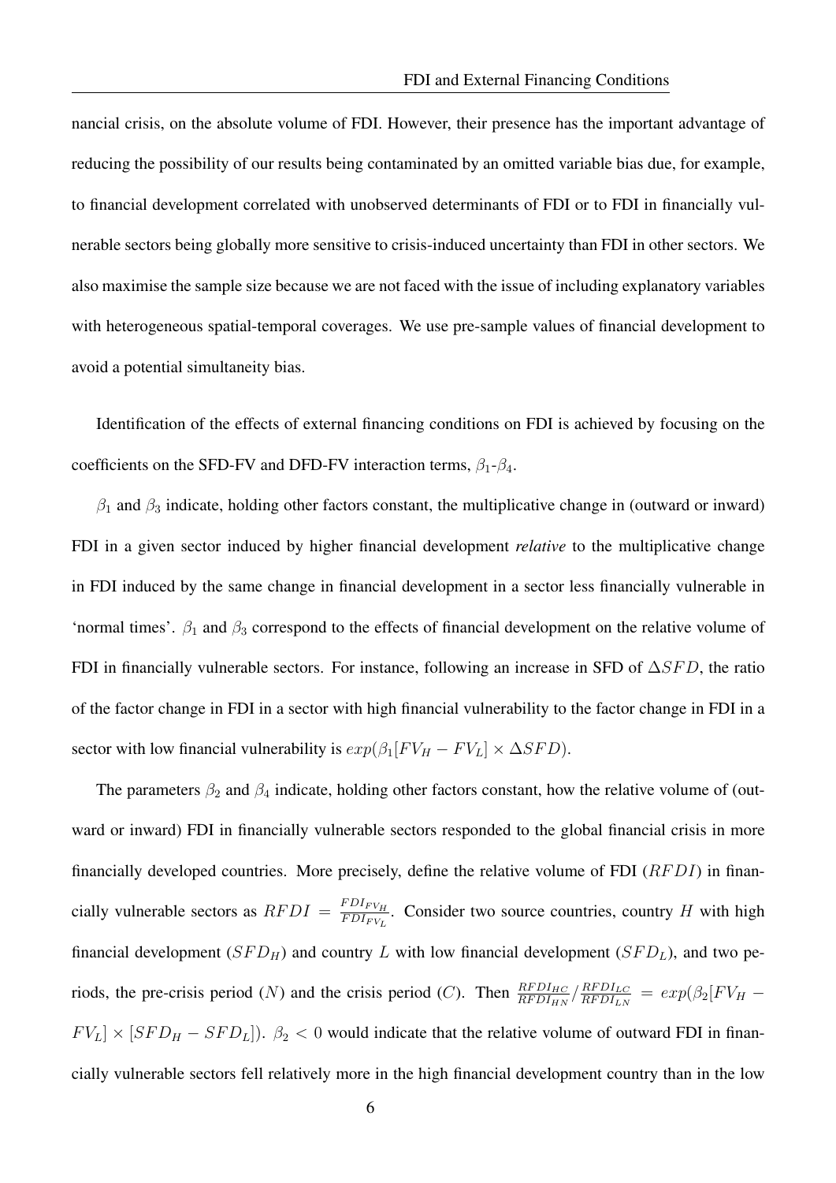nancial crisis, on the absolute volume of FDI. However, their presence has the important advantage of reducing the possibility of our results being contaminated by an omitted variable bias due, for example, to financial development correlated with unobserved determinants of FDI or to FDI in financially vulnerable sectors being globally more sensitive to crisis-induced uncertainty than FDI in other sectors. We also maximise the sample size because we are not faced with the issue of including explanatory variables with heterogeneous spatial-temporal coverages. We use pre-sample values of financial development to avoid a potential simultaneity bias.

Identification of the effects of external financing conditions on FDI is achieved by focusing on the coefficients on the SFD-FV and DFD-FV interaction terms, $\beta_1$-$\beta_4$.

$\beta_1$ and $\beta_3$ indicate, holding other factors constant, the multiplicative change in (outward or inward) FDI in a given sector induced by higher financial development *relative* to the multiplicative change in FDI induced by the same change in financial development in a sector less financially vulnerable in 'normal times'. $\beta_1$ and $\beta_3$ correspond to the effects of financial development on the relative volume of FDI in financially vulnerable sectors. For instance, following an increase in SFD of $\Delta SFD$, the ratio of the factor change in FDI in a sector with high financial vulnerability to the factor change in FDI in a sector with low financial vulnerability is $exp(\beta_1[FV_H - FV_L] \times \Delta SFD)$.

The parameters $\beta_2$ and $\beta_4$ indicate, holding other factors constant, how the relative volume of (outward or inward) FDI in financially vulnerable sectors responded to the global financial crisis in more financially developed countries. More precisely, define the relative volume of FDI ($RFDI$) in financially vulnerable sectors as $RFDI = \frac{FDI_{FV_H}}{FDI_{FV_L}}$. Consider two source countries, country $H$ with high financial development ($SFD_H$) and country $L$ with low financial development ($SFD_L$), and two periods, the pre-crisis period ($N$) and the crisis period ($C$). Then $\frac{RFDI_{HC}}{RFDI_{HN}} / \frac{RFDI_{LC}}{RFDI_{LN}} = exp(\beta_2[FV_H - FV_L] \times [SFD_H - SFD_L])$. $\beta_2 < 0$ would indicate that the relative volume of outward FDI in financially vulnerable sectors fell relatively more in the high financial development country than in the low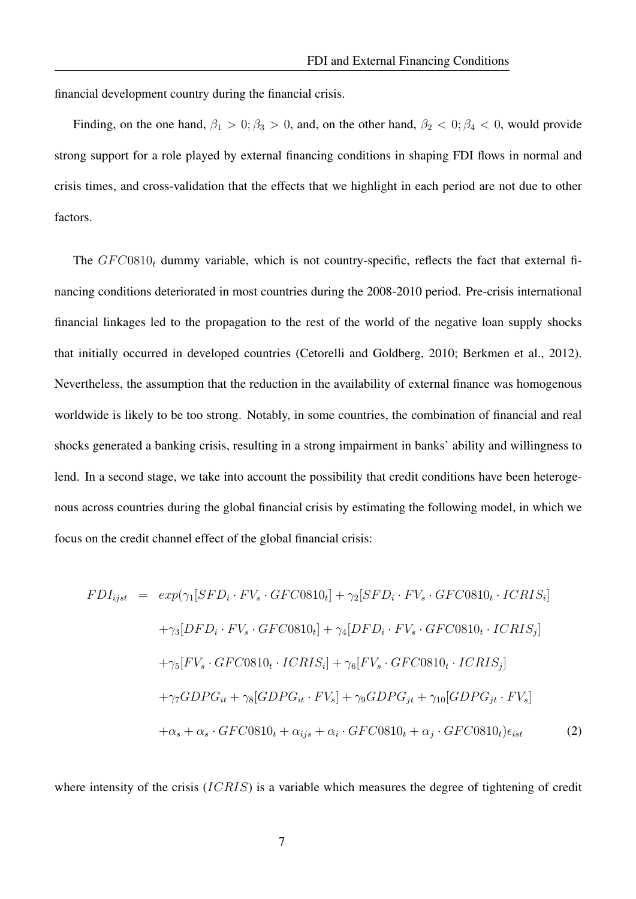financial development country during the financial crisis.

Finding, on the one hand, $\beta_1 > 0; \beta_3 > 0$, and, on the other hand, $\beta_2 < 0; \beta_4 < 0$, would provide strong support for a role played by external financing conditions in shaping FDI flows in normal and crisis times, and cross-validation that the effects that we highlight in each period are not due to other factors.

The $GFC0810_t$ dummy variable, which is not country-specific, reflects the fact that external financing conditions deteriorated in most countries during the 2008-2010 period. Pre-crisis international financial linkages led to the propagation to the rest of the world of the negative loan supply shocks that initially occurred in developed countries (Cetorelli and Goldberg, 2010; Berkmen et al., 2012). Nevertheless, the assumption that the reduction in the availability of external finance was homogenous worldwide is likely to be too strong. Notably, in some countries, the combination of financial and real shocks generated a banking crisis, resulting in a strong impairment in banks' ability and willingness to lend. In a second stage, we take into account the possibility that credit conditions have been heterogenous across countries during the global financial crisis by estimating the following model, in which we focus on the credit channel effect of the global financial crisis:

$$
\begin{aligned}
FDI_{ijst} \quad = \quad & exp(\gamma_1[SFD_i \cdot FV_s \cdot GFC0810_t] + \gamma_2[SFD_i \cdot FV_s \cdot GFC0810_t \cdot ICRIS_i] \\
& + \gamma_3[DFD_i \cdot FV_s \cdot GFC0810_t] + \gamma_4[DFD_i \cdot FV_s \cdot GFC0810_t \cdot ICRIS_j] \\
& + \gamma_5[FV_s \cdot GFC0810_t \cdot ICRIS_i] + \gamma_6[FV_s \cdot GFC0810_t \cdot ICRIS_j] \\
& + \gamma_7 GDPG_{it} + \gamma_8[GDPG_{it} \cdot FV_s] + \gamma_9 GDPG_{jt} + \gamma_{10}[GDPG_{jt} \cdot FV_s] \\
& + \alpha_s + \alpha_s \cdot GFC0810_t + \alpha_{ijs} + \alpha_i \cdot GFC0810_t + \alpha_j \cdot GFC0810_t)\epsilon_{ist} \qquad (2)
\end{aligned}
$$

where intensity of the crisis ($ICRIS$) is a variable which measures the degree of tightening of credit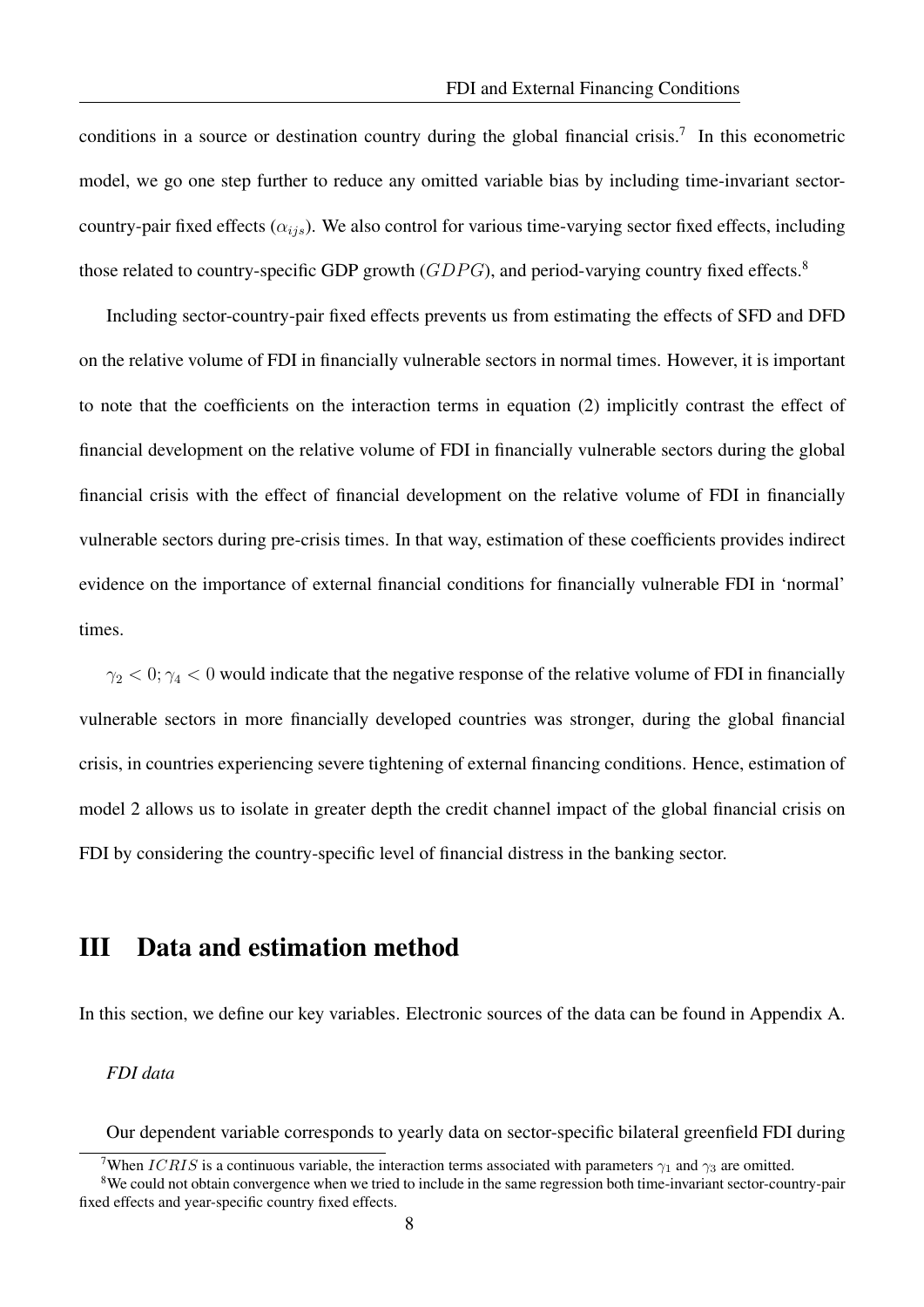conditions in a source or destination country during the global financial crisis.[7] In this econometric model, we go one step further to reduce any omitted variable bias by including time-invariant sector-country-pair fixed effects ($\alpha_{ijs}$). We also control for various time-varying sector fixed effects, including those related to country-specific GDP growth ($GDPG$), and period-varying country fixed effects.[8]

Including sector-country-pair fixed effects prevents us from estimating the effects of SFD and DFD on the relative volume of FDI in financially vulnerable sectors in normal times. However, it is important to note that the coefficients on the interaction terms in equation (2) implicitly contrast the effect of financial development on the relative volume of FDI in financially vulnerable sectors during the global financial crisis with the effect of financial development on the relative volume of FDI in financially vulnerable sectors during pre-crisis times. In that way, estimation of these coefficients provides indirect evidence on the importance of external financial conditions for financially vulnerable FDI in 'normal' times.

$\gamma_2 < 0; \gamma_4 < 0$ would indicate that the negative response of the relative volume of FDI in financially vulnerable sectors in more financially developed countries was stronger, during the global financial crisis, in countries experiencing severe tightening of external financing conditions. Hence, estimation of model 2 allows us to isolate in greater depth the credit channel impact of the global financial crisis on FDI by considering the country-specific level of financial distress in the banking sector.

# III Data and estimation method

In this section, we define our key variables. Electronic sources of the data can be found in Appendix A.

*FDI data*

Our dependent variable corresponds to yearly data on sector-specific bilateral greenfield FDI during

[7] When $ICRIS$ is a continuous variable, the interaction terms associated with parameters $\gamma_1$ and $\gamma_3$ are omitted.

[8] We could not obtain convergence when we tried to include in the same regression both time-invariant sector-country-pair fixed effects and year-specific country fixed effects.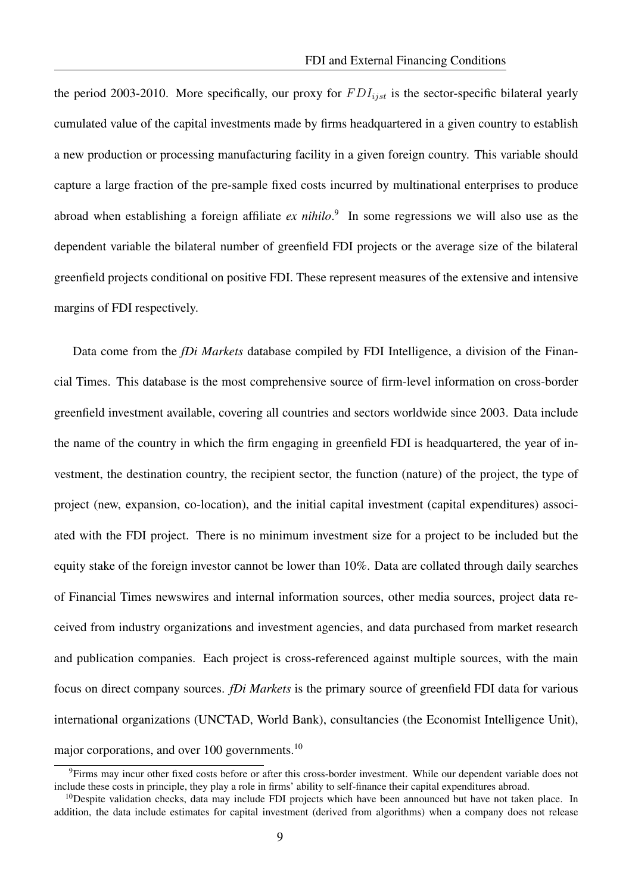the period 2003-2010. More specifically, our proxy for $FDI_{ijst}$ is the sector-specific bilateral yearly cumulated value of the capital investments made by firms headquartered in a given country to establish a new production or processing manufacturing facility in a given foreign country. This variable should capture a large fraction of the pre-sample fixed costs incurred by multinational enterprises to produce abroad when establishing a foreign affiliate *ex nihilo*.[9] In some regressions we will also use as the dependent variable the bilateral number of greenfield FDI projects or the average size of the bilateral greenfield projects conditional on positive FDI. These represent measures of the extensive and intensive margins of FDI respectively.

Data come from the *fDi Markets* database compiled by FDI Intelligence, a division of the Financial Times. This database is the most comprehensive source of firm-level information on cross-border greenfield investment available, covering all countries and sectors worldwide since 2003. Data include the name of the country in which the firm engaging in greenfield FDI is headquartered, the year of investment, the destination country, the recipient sector, the function (nature) of the project, the type of project (new, expansion, co-location), and the initial capital investment (capital expenditures) associated with the FDI project. There is no minimum investment size for a project to be included but the equity stake of the foreign investor cannot be lower than 10%. Data are collated through daily searches of Financial Times newswires and internal information sources, other media sources, project data received from industry organizations and investment agencies, and data purchased from market research and publication companies. Each project is cross-referenced against multiple sources, with the main focus on direct company sources. *fDi Markets* is the primary source of greenfield FDI data for various international organizations (UNCTAD, World Bank), consultancies (the Economist Intelligence Unit), major corporations, and over 100 governments.[10]

[9] Firms may incur other fixed costs before or after this cross-border investment. While our dependent variable does not include these costs in principle, they play a role in firms' ability to self-finance their capital expenditures abroad.

[10] Despite validation checks, data may include FDI projects which have been announced but have not taken place. In addition, the data include estimates for capital investment (derived from algorithms) when a company does not release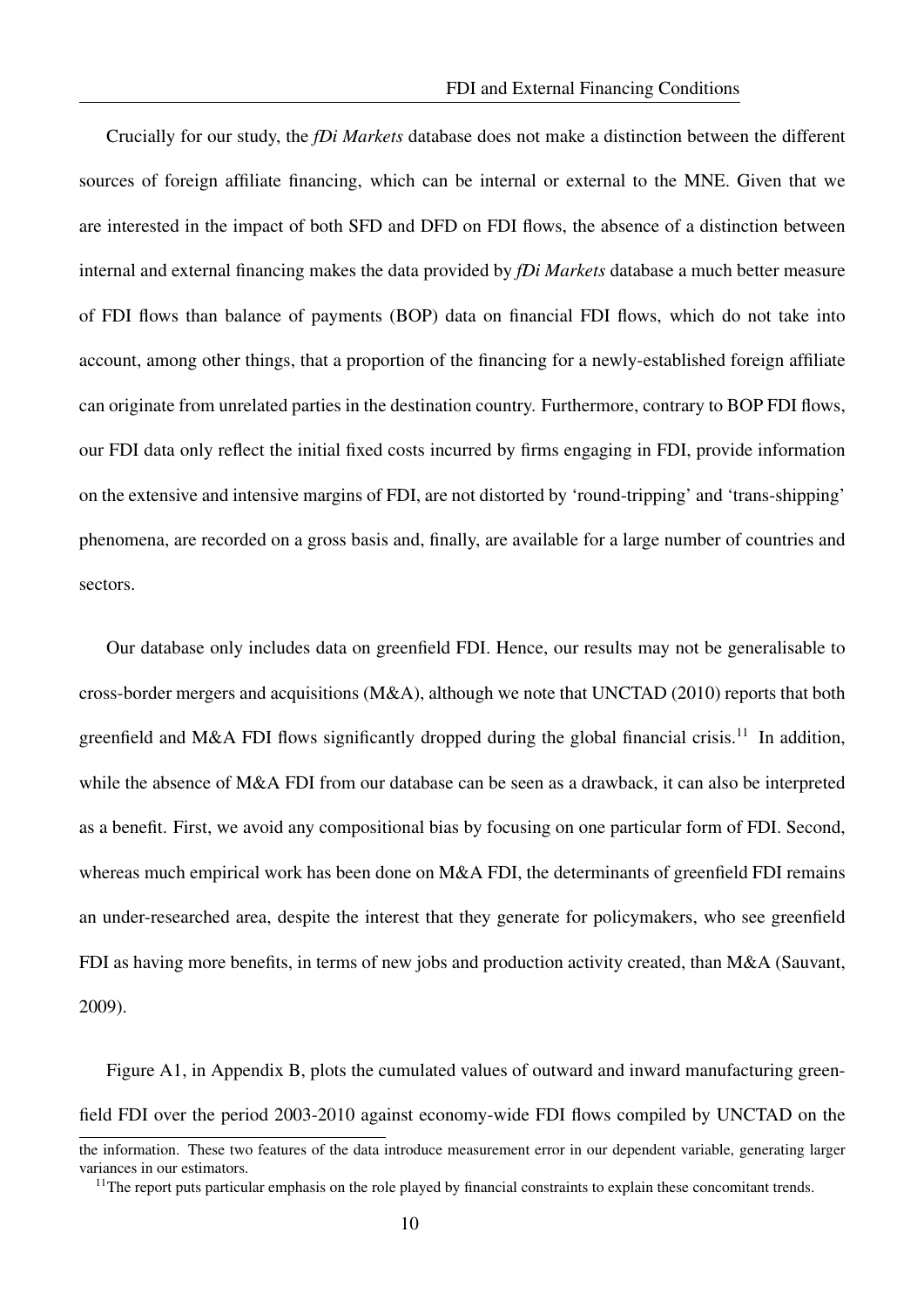Crucially for our study, the *fDi Markets* database does not make a distinction between the different sources of foreign affiliate financing, which can be internal or external to the MNE. Given that we are interested in the impact of both SFD and DFD on FDI flows, the absence of a distinction between internal and external financing makes the data provided by *fDi Markets* database a much better measure of FDI flows than balance of payments (BOP) data on financial FDI flows, which do not take into account, among other things, that a proportion of the financing for a newly-established foreign affiliate can originate from unrelated parties in the destination country. Furthermore, contrary to BOP FDI flows, our FDI data only reflect the initial fixed costs incurred by firms engaging in FDI, provide information on the extensive and intensive margins of FDI, are not distorted by 'round-tripping' and 'trans-shipping' phenomena, are recorded on a gross basis and, finally, are available for a large number of countries and sectors.

Our database only includes data on greenfield FDI. Hence, our results may not be generalisable to cross-border mergers and acquisitions (M&A), although we note that UNCTAD (2010) reports that both greenfield and M&A FDI flows significantly dropped during the global financial crisis.[11] In addition, while the absence of M&A FDI from our database can be seen as a drawback, it can also be interpreted as a benefit. First, we avoid any compositional bias by focusing on one particular form of FDI. Second, whereas much empirical work has been done on M&A FDI, the determinants of greenfield FDI remains an under-researched area, despite the interest that they generate for policymakers, who see greenfield FDI as having more benefits, in terms of new jobs and production activity created, than M&A (Sauvant, 2009).

Figure A1, in Appendix B, plots the cumulated values of outward and inward manufacturing greenfield FDI over the period 2003-2010 against economy-wide FDI flows compiled by UNCTAD on the

the information. These two features of the data introduce measurement error in our dependent variable, generating larger variances in our estimators.

[11] The report puts particular emphasis on the role played by financial constraints to explain these concomitant trends.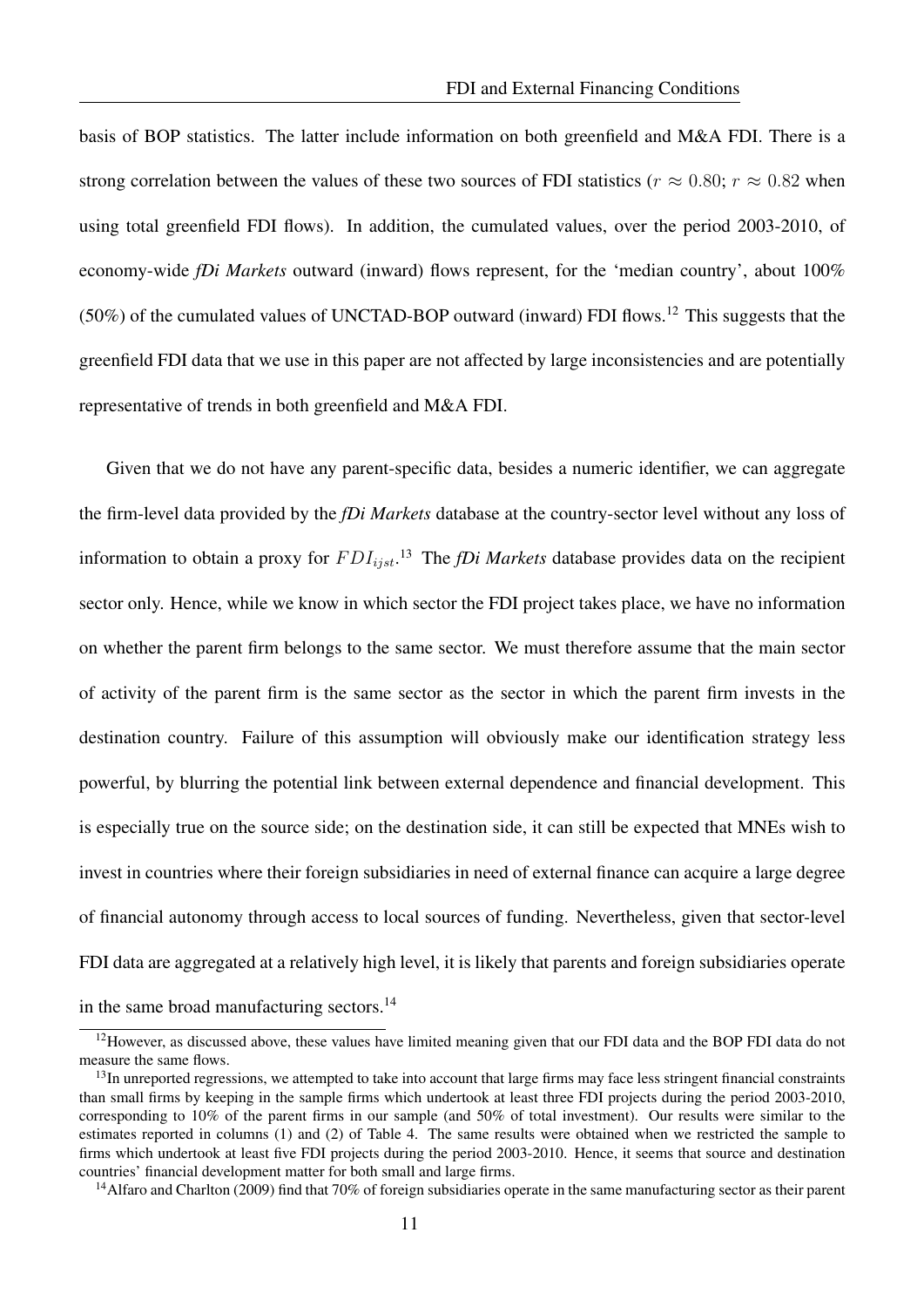basis of BOP statistics. The latter include information on both greenfield and M&A FDI. There is a strong correlation between the values of these two sources of FDI statistics ($r \approx 0.80$; $r \approx 0.82$ when using total greenfield FDI flows). In addition, the cumulated values, over the period 2003-2010, of economy-wide *fDi Markets* outward (inward) flows represent, for the 'median country', about 100% (50%) of the cumulated values of UNCTAD-BOP outward (inward) FDI flows.[12] This suggests that the greenfield FDI data that we use in this paper are not affected by large inconsistencies and are potentially representative of trends in both greenfield and M&A FDI.

Given that we do not have any parent-specific data, besides a numeric identifier, we can aggregate the firm-level data provided by the *fDi Markets* database at the country-sector level without any loss of information to obtain a proxy for $FDI_{ijst}$.[13] The *fDi Markets* database provides data on the recipient sector only. Hence, while we know in which sector the FDI project takes place, we have no information on whether the parent firm belongs to the same sector. We must therefore assume that the main sector of activity of the parent firm is the same sector as the sector in which the parent firm invests in the destination country. Failure of this assumption will obviously make our identification strategy less powerful, by blurring the potential link between external dependence and financial development. This is especially true on the source side; on the destination side, it can still be expected that MNEs wish to invest in countries where their foreign subsidiaries in need of external finance can acquire a large degree of financial autonomy through access to local sources of funding. Nevertheless, given that sector-level FDI data are aggregated at a relatively high level, it is likely that parents and foreign subsidiaries operate in the same broad manufacturing sectors.[14]

[12] However, as discussed above, these values have limited meaning given that our FDI data and the BOP FDI data do not measure the same flows.

[13] In unreported regressions, we attempted to take into account that large firms may face less stringent financial constraints than small firms by keeping in the sample firms which undertook at least three FDI projects during the period 2003-2010, corresponding to 10% of the parent firms in our sample (and 50% of total investment). Our results were similar to the estimates reported in columns (1) and (2) of Table 4. The same results were obtained when we restricted the sample to firms which undertook at least five FDI projects during the period 2003-2010. Hence, it seems that source and destination countries' financial development matter for both small and large firms.

[14] Alfaro and Charlton (2009) find that 70% of foreign subsidiaries operate in the same manufacturing sector as their parent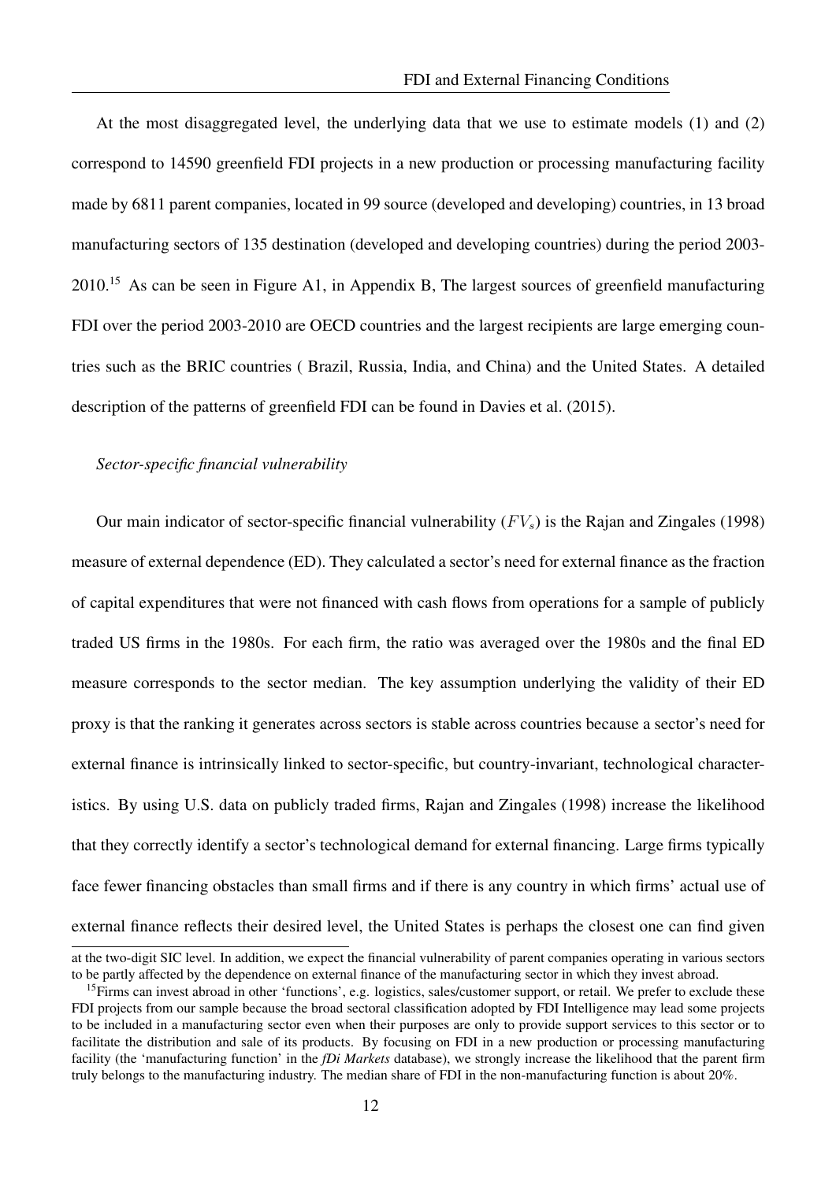At the most disaggregated level, the underlying data that we use to estimate models (1) and (2) correspond to 14590 greenfield FDI projects in a new production or processing manufacturing facility made by 6811 parent companies, located in 99 source (developed and developing) countries, in 13 broad manufacturing sectors of 135 destination (developed and developing countries) during the period 2003-2010.[15] As can be seen in Figure A1, in Appendix B, The largest sources of greenfield manufacturing FDI over the period 2003-2010 are OECD countries and the largest recipients are large emerging countries such as the BRIC countries ( Brazil, Russia, India, and China) and the United States. A detailed description of the patterns of greenfield FDI can be found in Davies et al. (2015).

*Sector-specific financial vulnerability*

Our main indicator of sector-specific financial vulnerability ($FV_s$) is the Rajan and Zingales (1998) measure of external dependence (ED). They calculated a sector's need for external finance as the fraction of capital expenditures that were not financed with cash flows from operations for a sample of publicly traded US firms in the 1980s. For each firm, the ratio was averaged over the 1980s and the final ED measure corresponds to the sector median. The key assumption underlying the validity of their ED proxy is that the ranking it generates across sectors is stable across countries because a sector's need for external finance is intrinsically linked to sector-specific, but country-invariant, technological characteristics. By using U.S. data on publicly traded firms, Rajan and Zingales (1998) increase the likelihood that they correctly identify a sector's technological demand for external financing. Large firms typically face fewer financing obstacles than small firms and if there is any country in which firms' actual use of external finance reflects their desired level, the United States is perhaps the closest one can find given

at the two-digit SIC level. In addition, we expect the financial vulnerability of parent companies operating in various sectors to be partly affected by the dependence on external finance of the manufacturing sector in which they invest abroad.

[15] Firms can invest abroad in other 'functions', e.g. logistics, sales/customer support, or retail. We prefer to exclude these FDI projects from our sample because the broad sectoral classification adopted by FDI Intelligence may lead some projects to be included in a manufacturing sector even when their purposes are only to provide support services to this sector or to facilitate the distribution and sale of its products. By focusing on FDI in a new production or processing manufacturing facility (the 'manufacturing function' in the *fDi Markets* database), we strongly increase the likelihood that the parent firm truly belongs to the manufacturing industry. The median share of FDI in the non-manufacturing function is about 20%.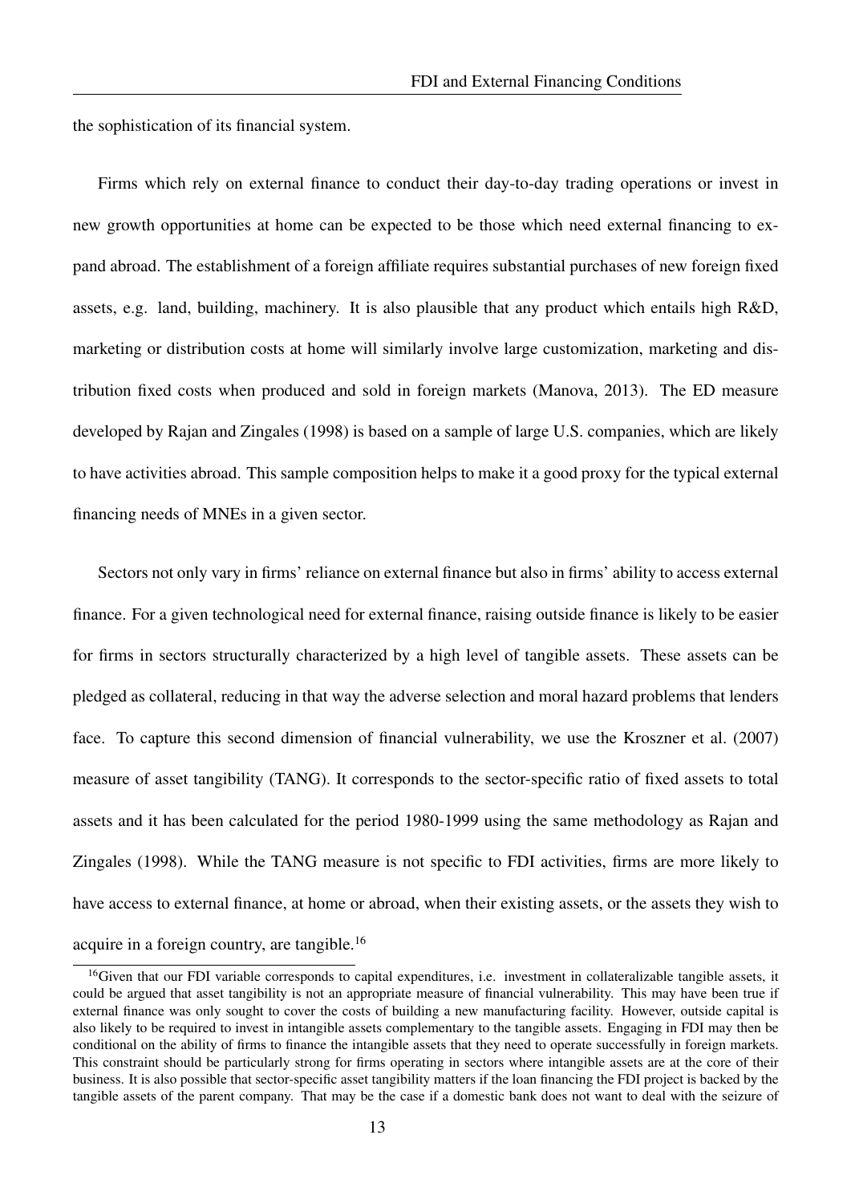the sophistication of its financial system.

Firms which rely on external finance to conduct their day-to-day trading operations or invest in new growth opportunities at home can be expected to be those which need external financing to expand abroad. The establishment of a foreign affiliate requires substantial purchases of new foreign fixed assets, e.g. land, building, machinery. It is also plausible that any product which entails high R&D, marketing or distribution costs at home will similarly involve large customization, marketing and distribution fixed costs when produced and sold in foreign markets (Manova, 2013). The ED measure developed by Rajan and Zingales (1998) is based on a sample of large U.S. companies, which are likely to have activities abroad. This sample composition helps to make it a good proxy for the typical external financing needs of MNEs in a given sector.

Sectors not only vary in firms' reliance on external finance but also in firms' ability to access external finance. For a given technological need for external finance, raising outside finance is likely to be easier for firms in sectors structurally characterized by a high level of tangible assets. These assets can be pledged as collateral, reducing in that way the adverse selection and moral hazard problems that lenders face. To capture this second dimension of financial vulnerability, we use the Kroszner et al. (2007) measure of asset tangibility (TANG). It corresponds to the sector-specific ratio of fixed assets to total assets and it has been calculated for the period 1980-1999 using the same methodology as Rajan and Zingales (1998). While the TANG measure is not specific to FDI activities, firms are more likely to have access to external finance, at home or abroad, when their existing assets, or the assets they wish to acquire in a foreign country, are tangible.[16]

[16]Given that our FDI variable corresponds to capital expenditures, i.e. investment in collateralizable tangible assets, it could be argued that asset tangibility is not an appropriate measure of financial vulnerability. This may have been true if external finance was only sought to cover the costs of building a new manufacturing facility. However, outside capital is also likely to be required to invest in intangible assets complementary to the tangible assets. Engaging in FDI may then be conditional on the ability of firms to finance the intangible assets that they need to operate successfully in foreign markets. This constraint should be particularly strong for firms operating in sectors where intangible assets are at the core of their business. It is also possible that sector-specific asset tangibility matters if the loan financing the FDI project is backed by the tangible assets of the parent company. That may be the case if a domestic bank does not want to deal with the seizure of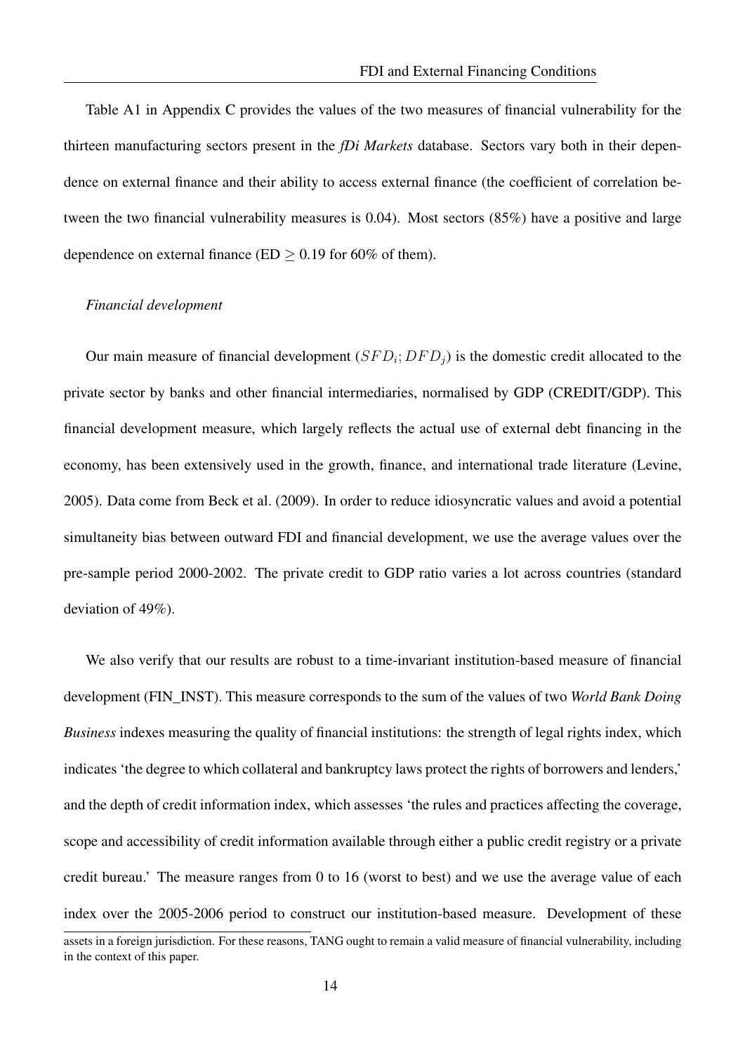Table A1 in Appendix C provides the values of the two measures of financial vulnerability for the thirteen manufacturing sectors present in the *fDi Markets* database. Sectors vary both in their dependence on external finance and their ability to access external finance (the coefficient of correlation between the two financial vulnerability measures is 0.04). Most sectors (85%) have a positive and large dependence on external finance (ED $\geq$ 0.19 for 60% of them).

*Financial development*

Our main measure of financial development ($SFD_i; DFD_j$) is the domestic credit allocated to the private sector by banks and other financial intermediaries, normalised by GDP (CREDIT/GDP). This financial development measure, which largely reflects the actual use of external debt financing in the economy, has been extensively used in the growth, finance, and international trade literature (Levine, 2005). Data come from Beck et al. (2009). In order to reduce idiosyncratic values and avoid a potential simultaneity bias between outward FDI and financial development, we use the average values over the pre-sample period 2000-2002. The private credit to GDP ratio varies a lot across countries (standard deviation of 49%).

We also verify that our results are robust to a time-invariant institution-based measure of financial development (FIN_INST). This measure corresponds to the sum of the values of two *World Bank Doing Business* indexes measuring the quality of financial institutions: the strength of legal rights index, which indicates 'the degree to which collateral and bankruptcy laws protect the rights of borrowers and lenders,' and the depth of credit information index, which assesses 'the rules and practices affecting the coverage, scope and accessibility of credit information available through either a public credit registry or a private credit bureau.' The measure ranges from 0 to 16 (worst to best) and we use the average value of each index over the 2005-2006 period to construct our institution-based measure. Development of these

assets in a foreign jurisdiction. For these reasons, TANG ought to remain a valid measure of financial vulnerability, including in the context of this paper.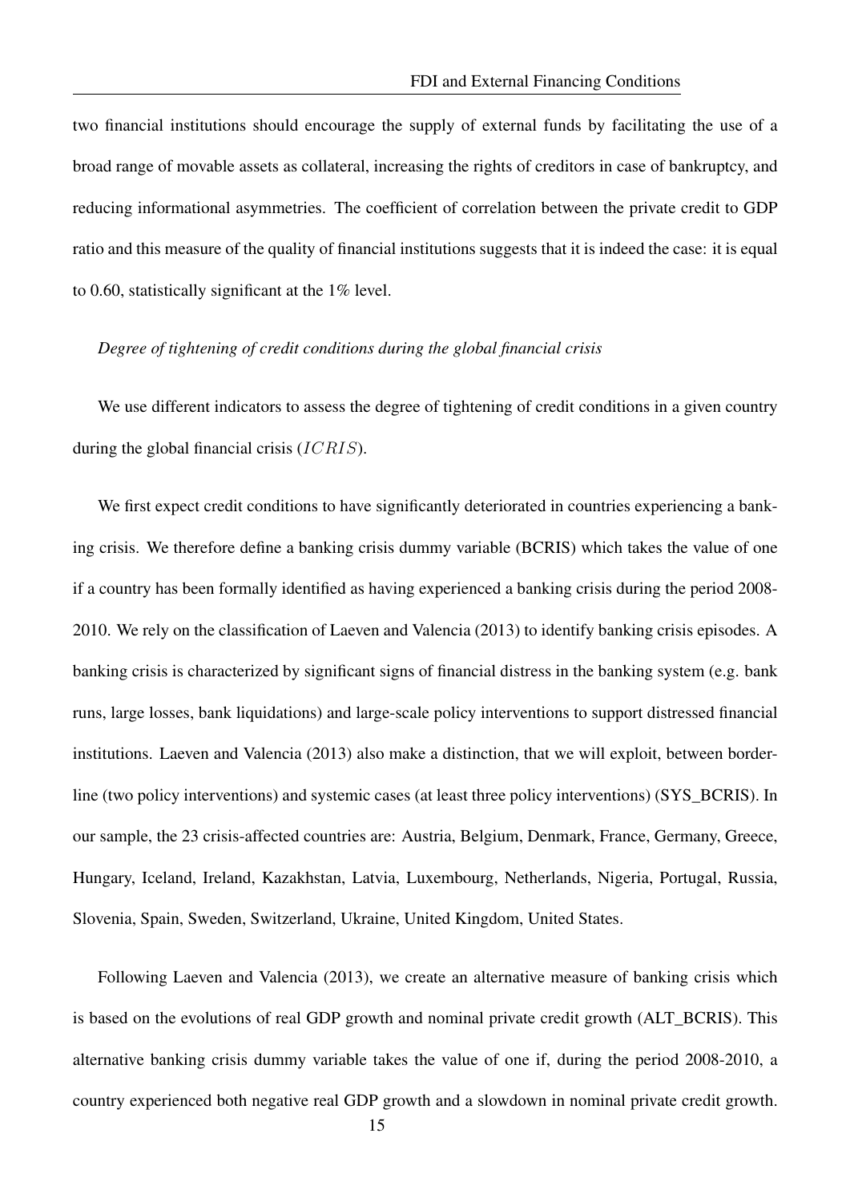two financial institutions should encourage the supply of external funds by facilitating the use of a broad range of movable assets as collateral, increasing the rights of creditors in case of bankruptcy, and reducing informational asymmetries. The coefficient of correlation between the private credit to GDP ratio and this measure of the quality of financial institutions suggests that it is indeed the case: it is equal to 0.60, statistically significant at the 1% level.

*Degree of tightening of credit conditions during the global financial crisis*

We use different indicators to assess the degree of tightening of credit conditions in a given country during the global financial crisis ($ICRIS$).

We first expect credit conditions to have significantly deteriorated in countries experiencing a banking crisis. We therefore define a banking crisis dummy variable (BCRIS) which takes the value of one if a country has been formally identified as having experienced a banking crisis during the period 2008-2010. We rely on the classification of Laeven and Valencia (2013) to identify banking crisis episodes. A banking crisis is characterized by significant signs of financial distress in the banking system (e.g. bank runs, large losses, bank liquidations) and large-scale policy interventions to support distressed financial institutions. Laeven and Valencia (2013) also make a distinction, that we will exploit, between borderline (two policy interventions) and systemic cases (at least three policy interventions) (SYS_BCRIS). In our sample, the 23 crisis-affected countries are: Austria, Belgium, Denmark, France, Germany, Greece, Hungary, Iceland, Ireland, Kazakhstan, Latvia, Luxembourg, Netherlands, Nigeria, Portugal, Russia, Slovenia, Spain, Sweden, Switzerland, Ukraine, United Kingdom, United States.

Following Laeven and Valencia (2013), we create an alternative measure of banking crisis which is based on the evolutions of real GDP growth and nominal private credit growth (ALT_BCRIS). This alternative banking crisis dummy variable takes the value of one if, during the period 2008-2010, a country experienced both negative real GDP growth and a slowdown in nominal private credit growth.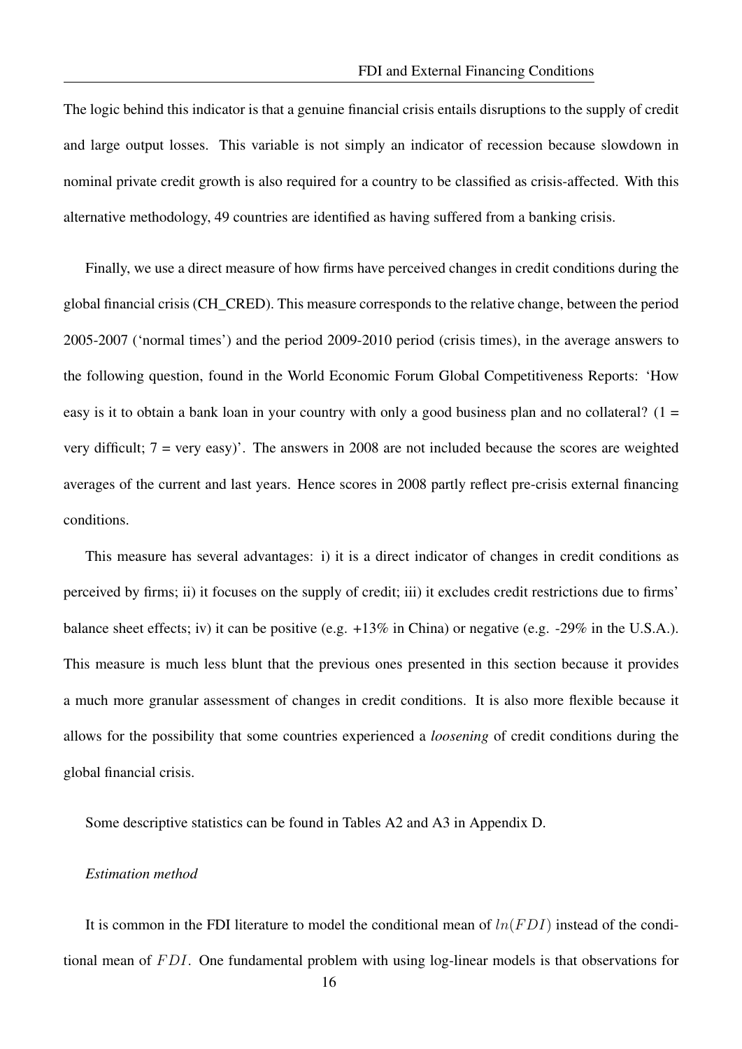The logic behind this indicator is that a genuine financial crisis entails disruptions to the supply of credit and large output losses. This variable is not simply an indicator of recession because slowdown in nominal private credit growth is also required for a country to be classified as crisis-affected. With this alternative methodology, 49 countries are identified as having suffered from a banking crisis.

Finally, we use a direct measure of how firms have perceived changes in credit conditions during the global financial crisis (CH_CRED). This measure corresponds to the relative change, between the period 2005-2007 ('normal times') and the period 2009-2010 period (crisis times), in the average answers to the following question, found in the World Economic Forum Global Competitiveness Reports: 'How easy is it to obtain a bank loan in your country with only a good business plan and no collateral? (1 = very difficult; 7 = very easy)'. The answers in 2008 are not included because the scores are weighted averages of the current and last years. Hence scores in 2008 partly reflect pre-crisis external financing conditions.

This measure has several advantages: i) it is a direct indicator of changes in credit conditions as perceived by firms; ii) it focuses on the supply of credit; iii) it excludes credit restrictions due to firms' balance sheet effects; iv) it can be positive (e.g. +13% in China) or negative (e.g. -29% in the U.S.A.). This measure is much less blunt that the previous ones presented in this section because it provides a much more granular assessment of changes in credit conditions. It is also more flexible because it allows for the possibility that some countries experienced a *loosening* of credit conditions during the global financial crisis.

Some descriptive statistics can be found in Tables A2 and A3 in Appendix D.

*Estimation method*

It is common in the FDI literature to model the conditional mean of $ln(FDI)$ instead of the conditional mean of $FDI$. One fundamental problem with using log-linear models is that observations for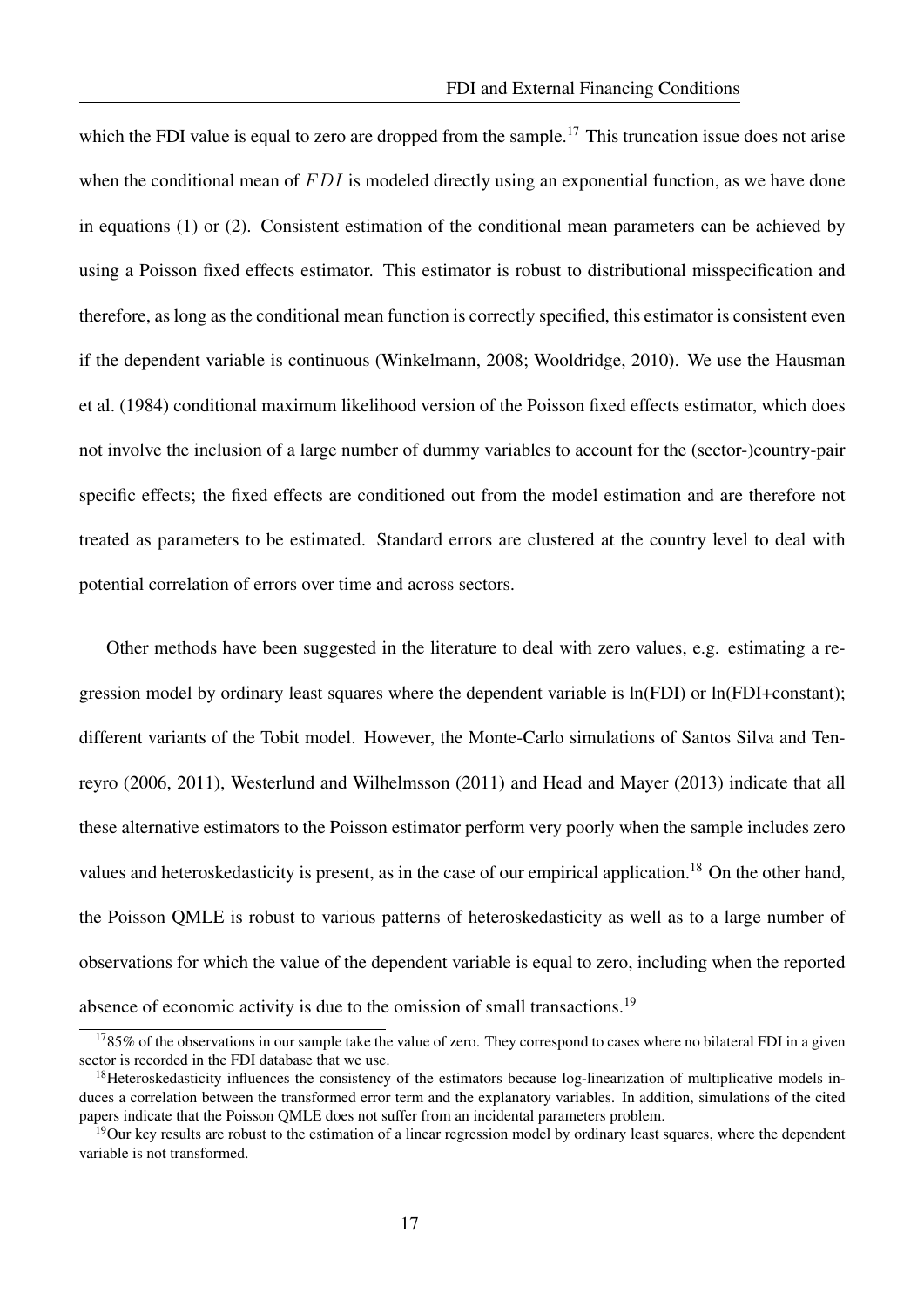which the FDI value is equal to zero are dropped from the sample.[17] This truncation issue does not arise when the conditional mean of $FDI$ is modeled directly using an exponential function, as we have done in equations (1) or (2). Consistent estimation of the conditional mean parameters can be achieved by using a Poisson fixed effects estimator. This estimator is robust to distributional misspecification and therefore, as long as the conditional mean function is correctly specified, this estimator is consistent even if the dependent variable is continuous (Winkelmann, 2008; Wooldridge, 2010). We use the Hausman et al. (1984) conditional maximum likelihood version of the Poisson fixed effects estimator, which does not involve the inclusion of a large number of dummy variables to account for the (sector-)country-pair specific effects; the fixed effects are conditioned out from the model estimation and are therefore not treated as parameters to be estimated. Standard errors are clustered at the country level to deal with potential correlation of errors over time and across sectors.

Other methods have been suggested in the literature to deal with zero values, e.g. estimating a regression model by ordinary least squares where the dependent variable is ln(FDI) or ln(FDI+constant); different variants of the Tobit model. However, the Monte-Carlo simulations of Santos Silva and Tenreyro (2006, 2011), Westerlund and Wilhelmsson (2011) and Head and Mayer (2013) indicate that all these alternative estimators to the Poisson estimator perform very poorly when the sample includes zero values and heteroskedasticity is present, as in the case of our empirical application.[18] On the other hand, the Poisson QMLE is robust to various patterns of heteroskedasticity as well as to a large number of observations for which the value of the dependent variable is equal to zero, including when the reported absence of economic activity is due to the omission of small transactions.[19]

[17] 85% of the observations in our sample take the value of zero. They correspond to cases where no bilateral FDI in a given sector is recorded in the FDI database that we use.

[18] Heteroskedasticity influences the consistency of the estimators because log-linearization of multiplicative models induces a correlation between the transformed error term and the explanatory variables. In addition, simulations of the cited papers indicate that the Poisson QMLE does not suffer from an incidental parameters problem.

[19] Our key results are robust to the estimation of a linear regression model by ordinary least squares, where the dependent variable is not transformed.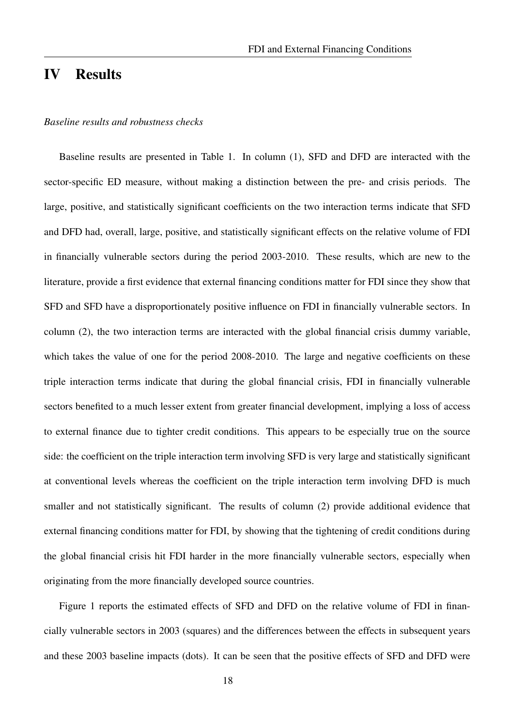# IV Results

*Baseline results and robustness checks*

Baseline results are presented in Table 1. In column (1), SFD and DFD are interacted with the sector-specific ED measure, without making a distinction between the pre- and crisis periods. The large, positive, and statistically significant coefficients on the two interaction terms indicate that SFD and DFD had, overall, large, positive, and statistically significant effects on the relative volume of FDI in financially vulnerable sectors during the period 2003-2010. These results, which are new to the literature, provide a first evidence that external financing conditions matter for FDI since they show that SFD and SFD have a disproportionately positive influence on FDI in financially vulnerable sectors. In column (2), the two interaction terms are interacted with the global financial crisis dummy variable, which takes the value of one for the period 2008-2010. The large and negative coefficients on these triple interaction terms indicate that during the global financial crisis, FDI in financially vulnerable sectors benefited to a much lesser extent from greater financial development, implying a loss of access to external finance due to tighter credit conditions. This appears to be especially true on the source side: the coefficient on the triple interaction term involving SFD is very large and statistically significant at conventional levels whereas the coefficient on the triple interaction term involving DFD is much smaller and not statistically significant. The results of column (2) provide additional evidence that external financing conditions matter for FDI, by showing that the tightening of credit conditions during the global financial crisis hit FDI harder in the more financially vulnerable sectors, especially when originating from the more financially developed source countries.

Figure 1 reports the estimated effects of SFD and DFD on the relative volume of FDI in financially vulnerable sectors in 2003 (squares) and the differences between the effects in subsequent years and these 2003 baseline impacts (dots). It can be seen that the positive effects of SFD and DFD were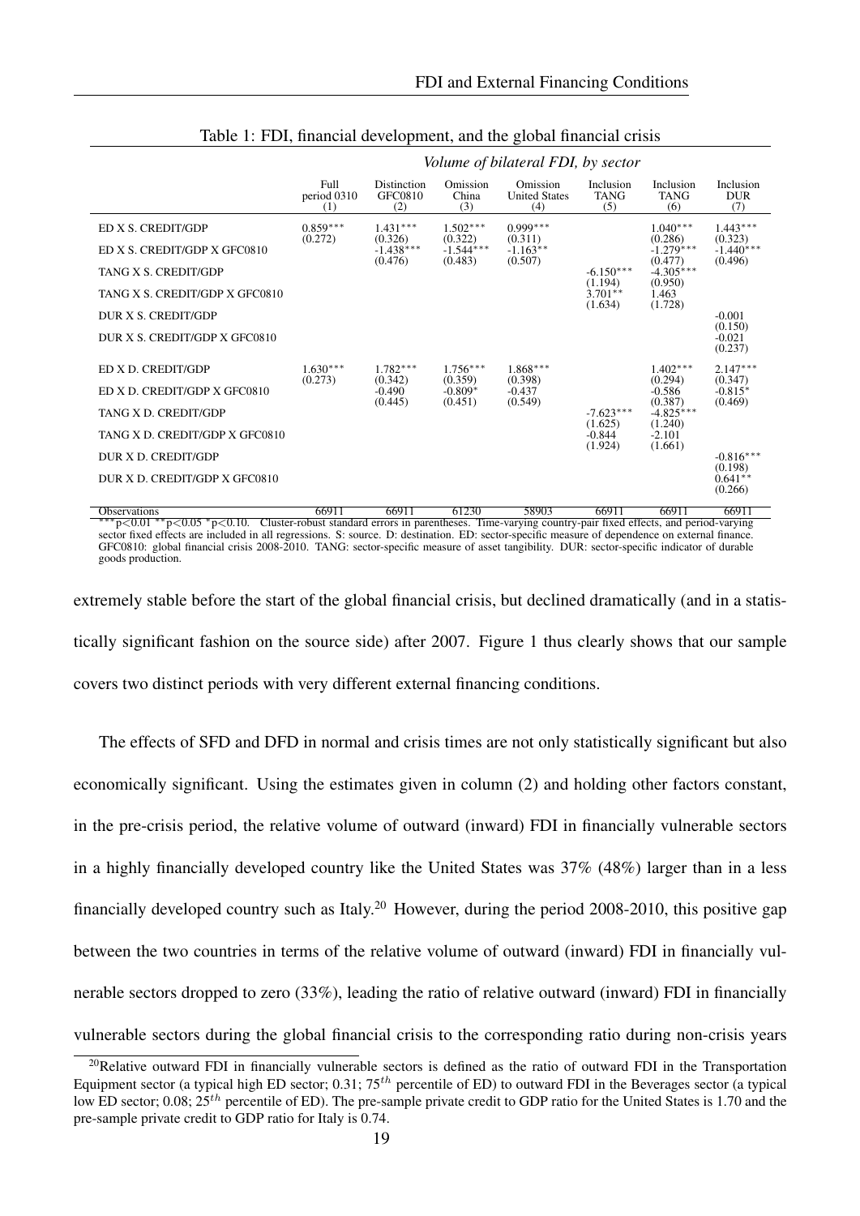Table 1: FDI, financial development, and the global financial crisis

| | *Volume of bilateral FDI, by sector* | | | | | | |
|---|---|---|---|---|---|---|---|
| | Full period 0310 | Distinction GFC0810 | Omission China | Omission United States | Inclusion TANG | Inclusion TANG | Inclusion DUR |
| | (1) | (2) | (3) | (4) | (5) | (6) | (7) |
| ED X S. CREDIT/GDP | 0.859*** | 1.431*** | 1.502*** | 0.999*** | | 1.040*** | 1.443*** |
| | (0.272) | (0.326) | (0.322) | (0.311) | | (0.286) | (0.323) |
| ED X S. CREDIT/GDP X GFC0810 | | -1.438*** | -1.544*** | -1.163** | | -1.279*** | -1.440*** |
| | | (0.476) | (0.483) | (0.507) | | (0.477) | (0.496) |
| TANG X S. CREDIT/GDP | | | | | -6.150*** | -4.305*** | |
| | | | | | (1.194) | (0.950) | |
| TANG X S. CREDIT/GDP X GFC0810 | | | | | 3.701** | 1.463 | |
| | | | | | (1.634) | (1.728) | |
| DUR X S. CREDIT/GDP | | | | | | | -0.001 |
| | | | | | | | (0.150) |
| DUR X S. CREDIT/GDP X GFC0810 | | | | | | | -0.021 |
| | | | | | | | (0.237) |
| ED X D. CREDIT/GDP | 1.630*** | 1.782*** | 1.756*** | 1.868*** | | 1.402*** | 2.147*** |
| | (0.273) | (0.342) | (0.359) | (0.398) | | (0.294) | (0.347) |
| ED X D. CREDIT/GDP X GFC0810 | | -0.490 | -0.809* | -0.437 | | -0.586 | -0.815* |
| | | (0.445) | (0.451) | (0.549) | | (0.387) | (0.469) |
| TANG X D. CREDIT/GDP | | | | | -7.623*** | -4.825*** | |
| | | | | | (1.625) | (1.240) | |
| TANG X D. CREDIT/GDP X GFC0810 | | | | | -0.844 | -2.101 | |
| | | | | | (1.924) | (1.661) | |
| DUR X D. CREDIT/GDP | | | | | | | -0.816*** |
| | | | | | | | (0.198) |
| DUR X D. CREDIT/GDP X GFC0810 | | | | | | | 0.641** |
| | | | | | | | (0.266) |
| Observations | 66911 | 66911 | 61230 | 58903 | 66911 | 66911 | 66911 |

***p<0.01 **p<0.05 *p<0.10. Cluster-robust standard errors in parentheses. Time-varying country-pair fixed effects, and period-varying sector fixed effects are included in all regressions. S: source. D: destination. ED: sector-specific measure of dependence on external finance. GFC0810: global financial crisis 2008-2010. TANG: sector-specific measure of asset tangibility. DUR: sector-specific indicator of durable goods production.

extremely stable before the start of the global financial crisis, but declined dramatically (and in a statistically significant fashion on the source side) after 2007. Figure 1 thus clearly shows that our sample covers two distinct periods with very different external financing conditions.

The effects of SFD and DFD in normal and crisis times are not only statistically significant but also economically significant. Using the estimates given in column (2) and holding other factors constant, in the pre-crisis period, the relative volume of outward (inward) FDI in financially vulnerable sectors in a highly financially developed country like the United States was 37% (48%) larger than in a less financially developed country such as Italy.[20] However, during the period 2008-2010, this positive gap between the two countries in terms of the relative volume of outward (inward) FDI in financially vulnerable sectors dropped to zero (33%), leading the ratio of relative outward (inward) FDI in financially vulnerable sectors during the global financial crisis to the corresponding ratio during non-crisis years

[20]Relative outward FDI in financially vulnerable sectors is defined as the ratio of outward FDI in the Transportation Equipment sector (a typical high ED sector; 0.31; $75^{th}$ percentile of ED) to outward FDI in the Beverages sector (a typical low ED sector; 0.08; $25^{th}$ percentile of ED). The pre-sample private credit to GDP ratio for the United States is 1.70 and the pre-sample private credit to GDP ratio for Italy is 0.74.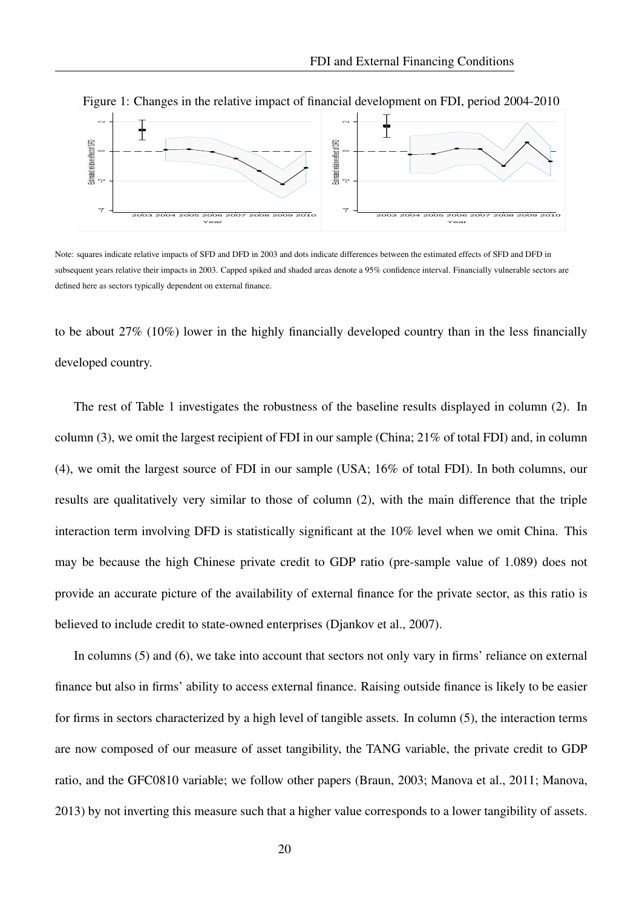Figure 1: Changes in the relative impact of financial development on FDI, period 2004-2010

Note: squares indicate relative impacts of SFD and DFD in 2003 and dots indicate differences between the estimated effects of SFD and DFD in subsequent years relative their impacts in 2003. Capped spiked and shaded areas denote a 95% confidence interval. Financially vulnerable sectors are defined here as sectors typically dependent on external finance.

to be about 27% (10%) lower in the highly financially developed country than in the less financially developed country.

The rest of Table 1 investigates the robustness of the baseline results displayed in column (2). In column (3), we omit the largest recipient of FDI in our sample (China; 21% of total FDI) and, in column (4), we omit the largest source of FDI in our sample (USA; 16% of total FDI). In both columns, our results are qualitatively very similar to those of column (2), with the main difference that the triple interaction term involving DFD is statistically significant at the 10% level when we omit China. This may be because the high Chinese private credit to GDP ratio (pre-sample value of 1.089) does not provide an accurate picture of the availability of external finance for the private sector, as this ratio is believed to include credit to state-owned enterprises (Djankov et al., 2007).

In columns (5) and (6), we take into account that sectors not only vary in firms' reliance on external finance but also in firms' ability to access external finance. Raising outside finance is likely to be easier for firms in sectors characterized by a high level of tangible assets. In column (5), the interaction terms are now composed of our measure of asset tangibility, the TANG variable, the private credit to GDP ratio, and the GFC0810 variable; we follow other papers (Braun, 2003; Manova et al., 2011; Manova, 2013) by not inverting this measure such that a higher value corresponds to a lower tangibility of assets.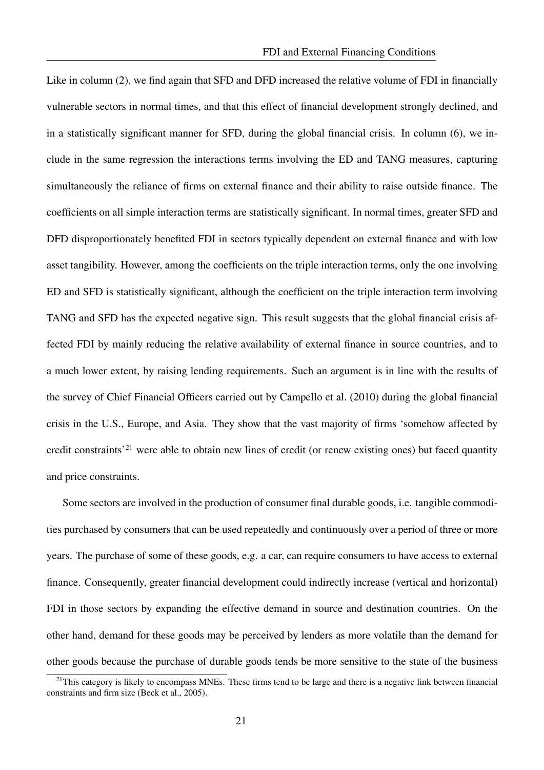Like in column (2), we find again that SFD and DFD increased the relative volume of FDI in financially vulnerable sectors in normal times, and that this effect of financial development strongly declined, and in a statistically significant manner for SFD, during the global financial crisis. In column (6), we include in the same regression the interactions terms involving the ED and TANG measures, capturing simultaneously the reliance of firms on external finance and their ability to raise outside finance. The coefficients on all simple interaction terms are statistically significant. In normal times, greater SFD and DFD disproportionately benefited FDI in sectors typically dependent on external finance and with low asset tangibility. However, among the coefficients on the triple interaction terms, only the one involving ED and SFD is statistically significant, although the coefficient on the triple interaction term involving TANG and SFD has the expected negative sign. This result suggests that the global financial crisis affected FDI by mainly reducing the relative availability of external finance in source countries, and to a much lower extent, by raising lending requirements. Such an argument is in line with the results of the survey of Chief Financial Officers carried out by Campello et al. (2010) during the global financial crisis in the U.S., Europe, and Asia. They show that the vast majority of firms 'somehow affected by credit constraints'[21] were able to obtain new lines of credit (or renew existing ones) but faced quantity and price constraints.

Some sectors are involved in the production of consumer final durable goods, i.e. tangible commodities purchased by consumers that can be used repeatedly and continuously over a period of three or more years. The purchase of some of these goods, e.g. a car, can require consumers to have access to external finance. Consequently, greater financial development could indirectly increase (vertical and horizontal) FDI in those sectors by expanding the effective demand in source and destination countries. On the other hand, demand for these goods may be perceived by lenders as more volatile than the demand for other goods because the purchase of durable goods tends be more sensitive to the state of the business

[21] This category is likely to encompass MNEs. These firms tend to be large and there is a negative link between financial constraints and firm size (Beck et al., 2005).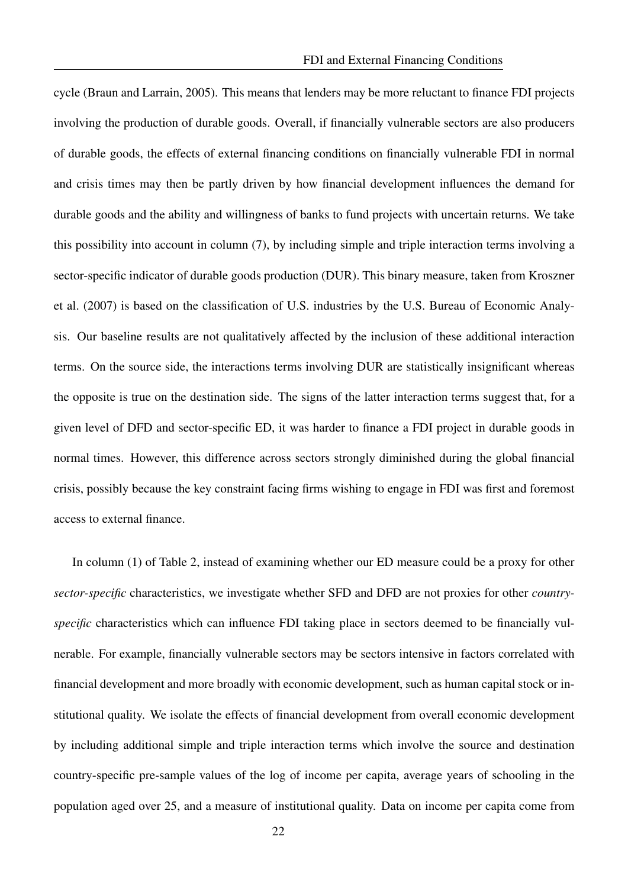cycle (Braun and Larrain, 2005). This means that lenders may be more reluctant to finance FDI projects involving the production of durable goods. Overall, if financially vulnerable sectors are also producers of durable goods, the effects of external financing conditions on financially vulnerable FDI in normal and crisis times may then be partly driven by how financial development influences the demand for durable goods and the ability and willingness of banks to fund projects with uncertain returns. We take this possibility into account in column (7), by including simple and triple interaction terms involving a sector-specific indicator of durable goods production (DUR). This binary measure, taken from Kroszner et al. (2007) is based on the classification of U.S. industries by the U.S. Bureau of Economic Analysis. Our baseline results are not qualitatively affected by the inclusion of these additional interaction terms. On the source side, the interactions terms involving DUR are statistically insignificant whereas the opposite is true on the destination side. The signs of the latter interaction terms suggest that, for a given level of DFD and sector-specific ED, it was harder to finance a FDI project in durable goods in normal times. However, this difference across sectors strongly diminished during the global financial crisis, possibly because the key constraint facing firms wishing to engage in FDI was first and foremost access to external finance.

In column (1) of Table 2, instead of examining whether our ED measure could be a proxy for other *sector-specific* characteristics, we investigate whether SFD and DFD are not proxies for other *country-specific* characteristics which can influence FDI taking place in sectors deemed to be financially vulnerable. For example, financially vulnerable sectors may be sectors intensive in factors correlated with financial development and more broadly with economic development, such as human capital stock or institutional quality. We isolate the effects of financial development from overall economic development by including additional simple and triple interaction terms which involve the source and destination country-specific pre-sample values of the log of income per capita, average years of schooling in the population aged over 25, and a measure of institutional quality. Data on income per capita come from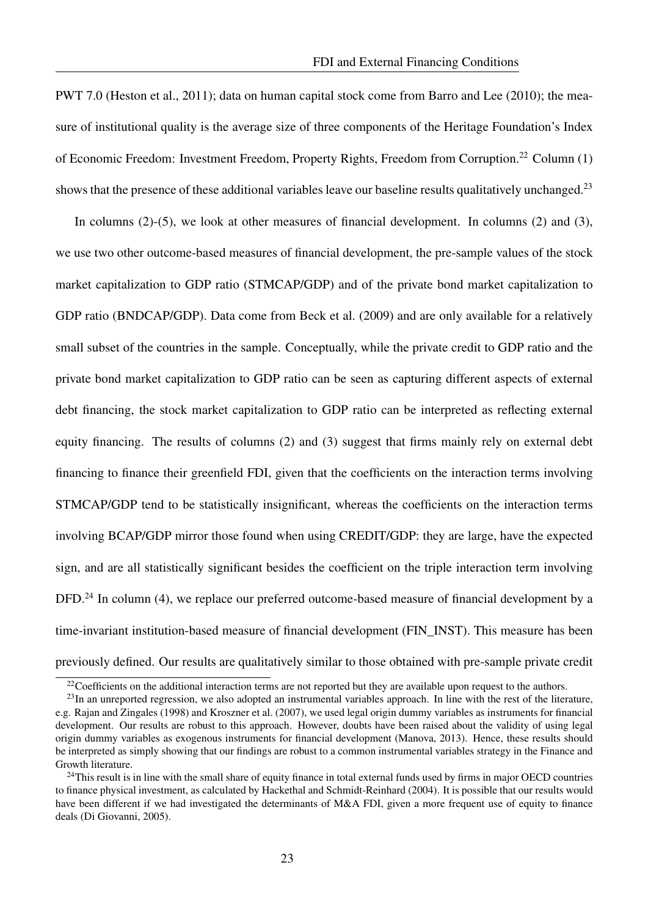PWT 7.0 (Heston et al., 2011); data on human capital stock come from Barro and Lee (2010); the measure of institutional quality is the average size of three components of the Heritage Foundation's Index of Economic Freedom: Investment Freedom, Property Rights, Freedom from Corruption.[22] Column (1) shows that the presence of these additional variables leave our baseline results qualitatively unchanged.[23]

In columns (2)-(5), we look at other measures of financial development. In columns (2) and (3), we use two other outcome-based measures of financial development, the pre-sample values of the stock market capitalization to GDP ratio (STMCAP/GDP) and of the private bond market capitalization to GDP ratio (BNDCAP/GDP). Data come from Beck et al. (2009) and are only available for a relatively small subset of the countries in the sample. Conceptually, while the private credit to GDP ratio and the private bond market capitalization to GDP ratio can be seen as capturing different aspects of external debt financing, the stock market capitalization to GDP ratio can be interpreted as reflecting external equity financing. The results of columns (2) and (3) suggest that firms mainly rely on external debt financing to finance their greenfield FDI, given that the coefficients on the interaction terms involving STMCAP/GDP tend to be statistically insignificant, whereas the coefficients on the interaction terms involving BCAP/GDP mirror those found when using CREDIT/GDP: they are large, have the expected sign, and are all statistically significant besides the coefficient on the triple interaction term involving DFD.[24] In column (4), we replace our preferred outcome-based measure of financial development by a time-invariant institution-based measure of financial development (FIN_INST). This measure has been previously defined. Our results are qualitatively similar to those obtained with pre-sample private credit

[22]Coefficients on the additional interaction terms are not reported but they are available upon request to the authors.

[23]In an unreported regression, we also adopted an instrumental variables approach. In line with the rest of the literature, e.g. Rajan and Zingales (1998) and Kroszner et al. (2007), we used legal origin dummy variables as instruments for financial development. Our results are robust to this approach. However, doubts have been raised about the validity of using legal origin dummy variables as exogenous instruments for financial development (Manova, 2013). Hence, these results should be interpreted as simply showing that our findings are robust to a common instrumental variables strategy in the Finance and Growth literature.

[24]This result is in line with the small share of equity finance in total external funds used by firms in major OECD countries to finance physical investment, as calculated by Hackethal and Schmidt-Reinhard (2004). It is possible that our results would have been different if we had investigated the determinants of M&A FDI, given a more frequent use of equity to finance deals (Di Giovanni, 2005).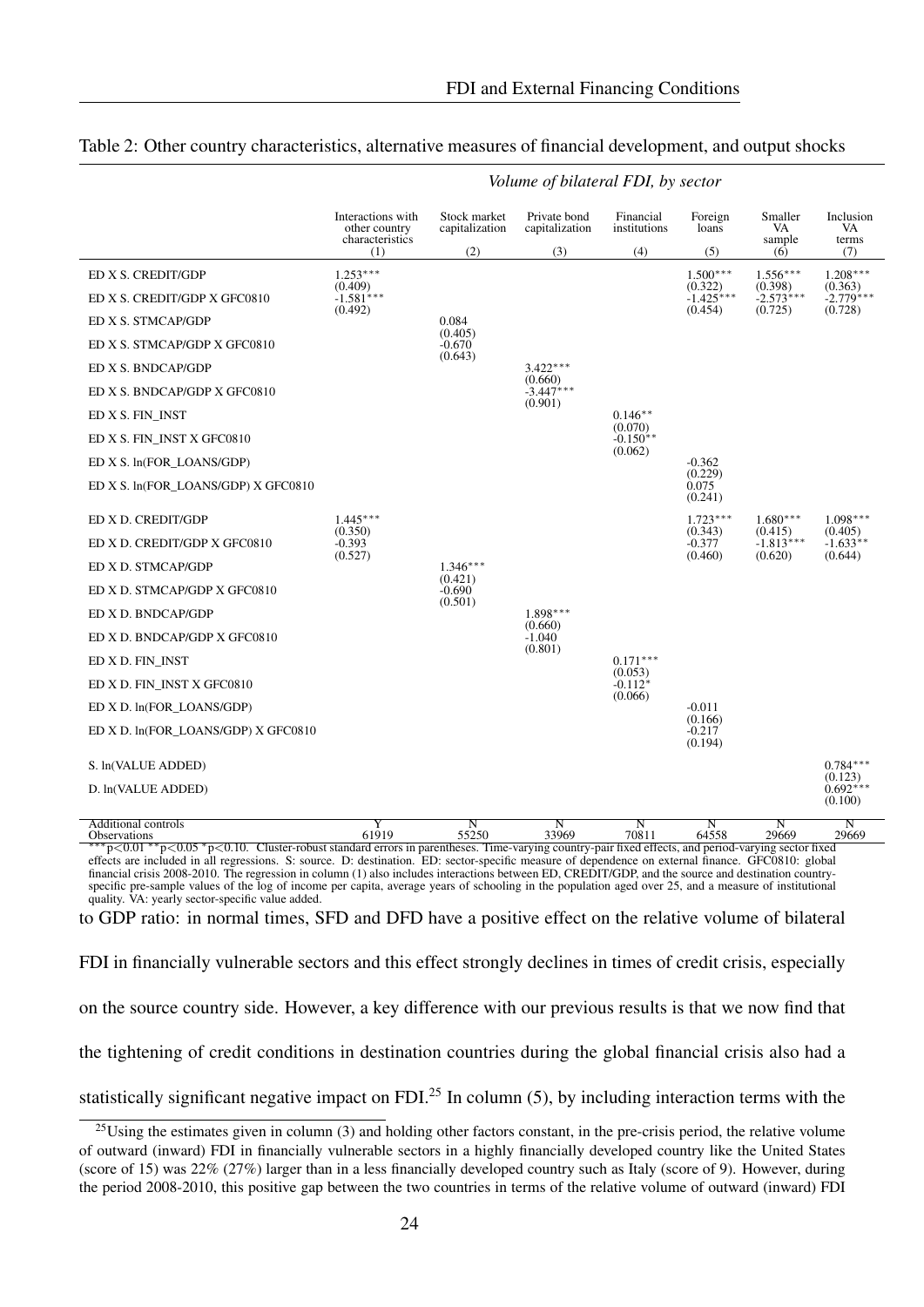Table 2: Other country characteristics, alternative measures of financial development, and output shocks

| | *Volume of bilateral FDI, by sector* | | | | | | |
|---|---|---|---|---|---|---|---|
| | Interactions with other country characteristics | Stock market capitalization | Private bond capitalization | Financial institutions | Foreign loans | Smaller VA sample | Inclusion VA terms |
| | (1) | (2) | (3) | (4) | (5) | (6) | (7) |
| ED X S. CREDIT/GDP | 1.253*** | | | | 1.500*** | 1.556*** | 1.208*** |
| | (0.409) | | | | (0.322) | (0.398) | (0.363) |
| ED X S. CREDIT/GDP X GFC0810 | -1.581*** | | | | -1.425*** | -2.573*** | -2.779*** |
| | (0.492) | | | | (0.454) | (0.725) | (0.728) |
| ED X S. STMCAP/GDP | | 0.084 | | | | | |
| | | (0.405) | | | | | |
| ED X S. STMCAP/GDP X GFC0810 | | -0.670 | | | | | |
| | | (0.643) | | | | | |
| ED X S. BNDCAP/GDP | | | 3.422*** | | | | |
| | | | (0.660) | | | | |
| ED X S. BNDCAP/GDP X GFC0810 | | | -3.447*** | | | | |
| | | | (0.901) | | | | |
| ED X S. FIN_INST | | | | 0.146** | | | |
| | | | | (0.070) | | | |
| ED X S. FIN_INST X GFC0810 | | | | -0.150** | | | |
| | | | | (0.062) | | | |
| ED X S. ln(FOR_LOANS/GDP) | | | | | -0.362 | | |
| | | | | | (0.229) | | |
| ED X S. ln(FOR_LOANS/GDP) X GFC0810 | | | | | 0.075 | | |
| | | | | | (0.241) | | |
| ED X D. CREDIT/GDP | 1.445*** | | | | 1.723*** | 1.680*** | 1.098*** |
| | (0.350) | | | | (0.343) | (0.415) | (0.405) |
| ED X D. CREDIT/GDP X GFC0810 | -0.393 | | | | -0.377 | -1.813*** | -1.633** |
| | (0.527) | | | | (0.460) | (0.620) | (0.644) |
| ED X D. STMCAP/GDP | | 1.346*** | | | | | |
| | | (0.421) | | | | | |
| ED X D. STMCAP/GDP X GFC0810 | | -0.690 | | | | | |
| | | (0.501) | | | | | |
| ED X D. BNDCAP/GDP | | | 1.898*** | | | | |
| | | | (0.660) | | | | |
| ED X D. BNDCAP/GDP X GFC0810 | | | -1.040 | | | | |
| | | | (0.801) | | | | |
| ED X D. FIN_INST | | | | 0.171*** | | | |
| | | | | (0.053) | | | |
| ED X D. FIN_INST X GFC0810 | | | | -0.112* | | | |
| | | | | (0.066) | | | |
| ED X D. ln(FOR_LOANS/GDP) | | | | | -0.011 | | |
| | | | | | (0.166) | | |
| ED X D. ln(FOR_LOANS/GDP) X GFC0810 | | | | | -0.217 | | |
| | | | | | (0.194) | | |
| S. ln(VALUE ADDED) | | | | | | | 0.784*** |
| | | | | | | | (0.123) |
| D. ln(VALUE ADDED) | | | | | | | 0.692*** |
| | | | | | | | (0.100) |
| Additional controls | Y | N | N | N | N | N | N |
| Observations | 61919 | 55250 | 33969 | 70811 | 64558 | 29669 | 29669 |

*** $p<0.01$ ** $p<0.05$ * $p<0.10$. Cluster-robust standard errors in parentheses. Time-varying country-pair fixed effects, and period-varying sector fixed effects are included in all regressions. S: source. D: destination. ED: sector-specific measure of dependence on external finance. GFC0810: global financial crisis 2008-2010. The regression in column (1) also includes interactions between ED, CREDIT/GDP, and the source and destination country-specific pre-sample values of the log of income per capita, average years of schooling in the population aged over 25, and a measure of institutional quality. VA: yearly sector-specific value added.

to GDP ratio: in normal times, SFD and DFD have a positive effect on the relative volume of bilateral FDI in financially vulnerable sectors and this effect strongly declines in times of credit crisis, especially on the source country side. However, a key difference with our previous results is that we now find that the tightening of credit conditions in destination countries during the global financial crisis also had a statistically significant negative impact on FDI.[25] In column (5), by including interaction terms with the

[25] Using the estimates given in column (3) and holding other factors constant, in the pre-crisis period, the relative volume of outward (inward) FDI in financially vulnerable sectors in a highly financially developed country like the United States (score of 15) was 22% (27%) larger than in a less financially developed country such as Italy (score of 9). However, during the period 2008-2010, this positive gap between the two countries in terms of the relative volume of outward (inward) FDI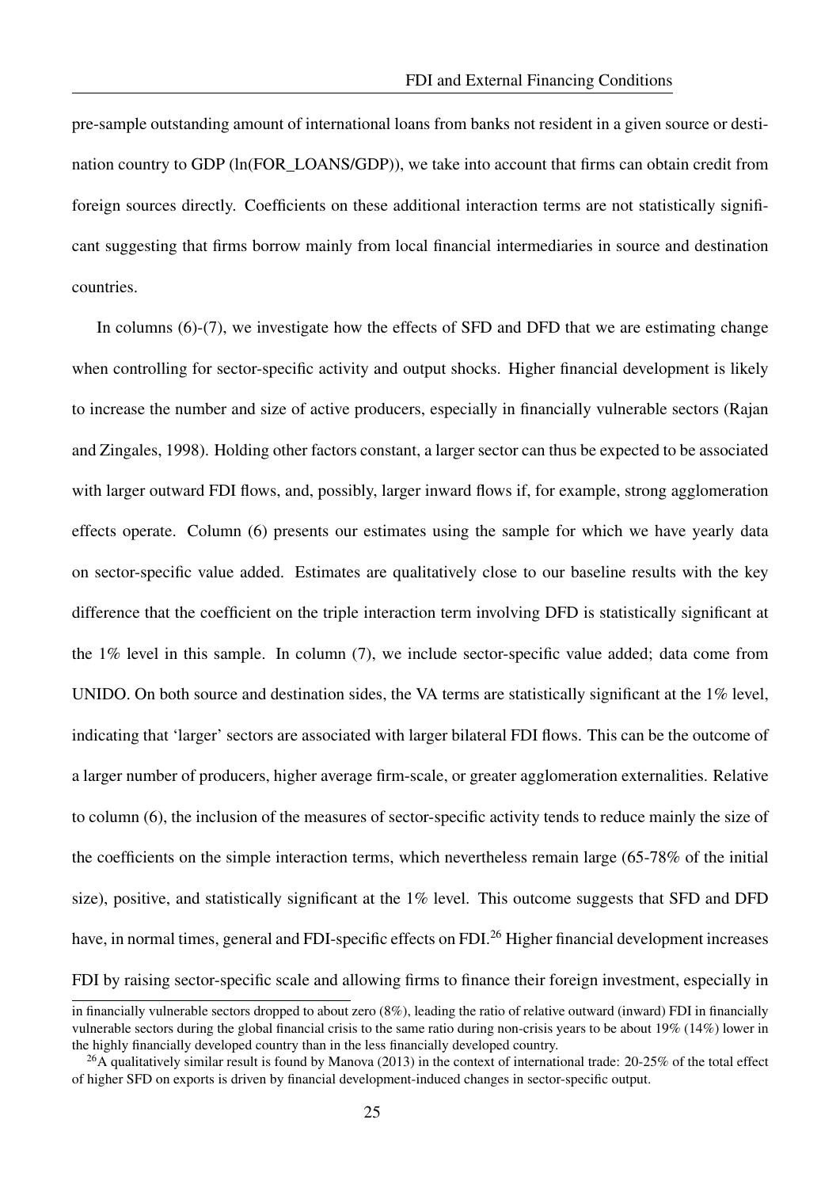pre-sample outstanding amount of international loans from banks not resident in a given source or destination country to GDP (ln(FOR_LOANS/GDP)), we take into account that firms can obtain credit from foreign sources directly. Coefficients on these additional interaction terms are not statistically significant suggesting that firms borrow mainly from local financial intermediaries in source and destination countries.

In columns (6)-(7), we investigate how the effects of SFD and DFD that we are estimating change when controlling for sector-specific activity and output shocks. Higher financial development is likely to increase the number and size of active producers, especially in financially vulnerable sectors (Rajan and Zingales, 1998). Holding other factors constant, a larger sector can thus be expected to be associated with larger outward FDI flows, and, possibly, larger inward flows if, for example, strong agglomeration effects operate. Column (6) presents our estimates using the sample for which we have yearly data on sector-specific value added. Estimates are qualitatively close to our baseline results with the key difference that the coefficient on the triple interaction term involving DFD is statistically significant at the 1% level in this sample. In column (7), we include sector-specific value added; data come from UNIDO. On both source and destination sides, the VA terms are statistically significant at the 1% level, indicating that 'larger' sectors are associated with larger bilateral FDI flows. This can be the outcome of a larger number of producers, higher average firm-scale, or greater agglomeration externalities. Relative to column (6), the inclusion of the measures of sector-specific activity tends to reduce mainly the size of the coefficients on the simple interaction terms, which nevertheless remain large (65-78% of the initial size), positive, and statistically significant at the 1% level. This outcome suggests that SFD and DFD have, in normal times, general and FDI-specific effects on FDI.[26] Higher financial development increases FDI by raising sector-specific scale and allowing firms to finance their foreign investment, especially in

in financially vulnerable sectors dropped to about zero (8%), leading the ratio of relative outward (inward) FDI in financially vulnerable sectors during the global financial crisis to the same ratio during non-crisis years to be about 19% (14%) lower in the highly financially developed country than in the less financially developed country.

[26] A qualitatively similar result is found by Manova (2013) in the context of international trade: 20-25% of the total effect of higher SFD on exports is driven by financial development-induced changes in sector-specific output.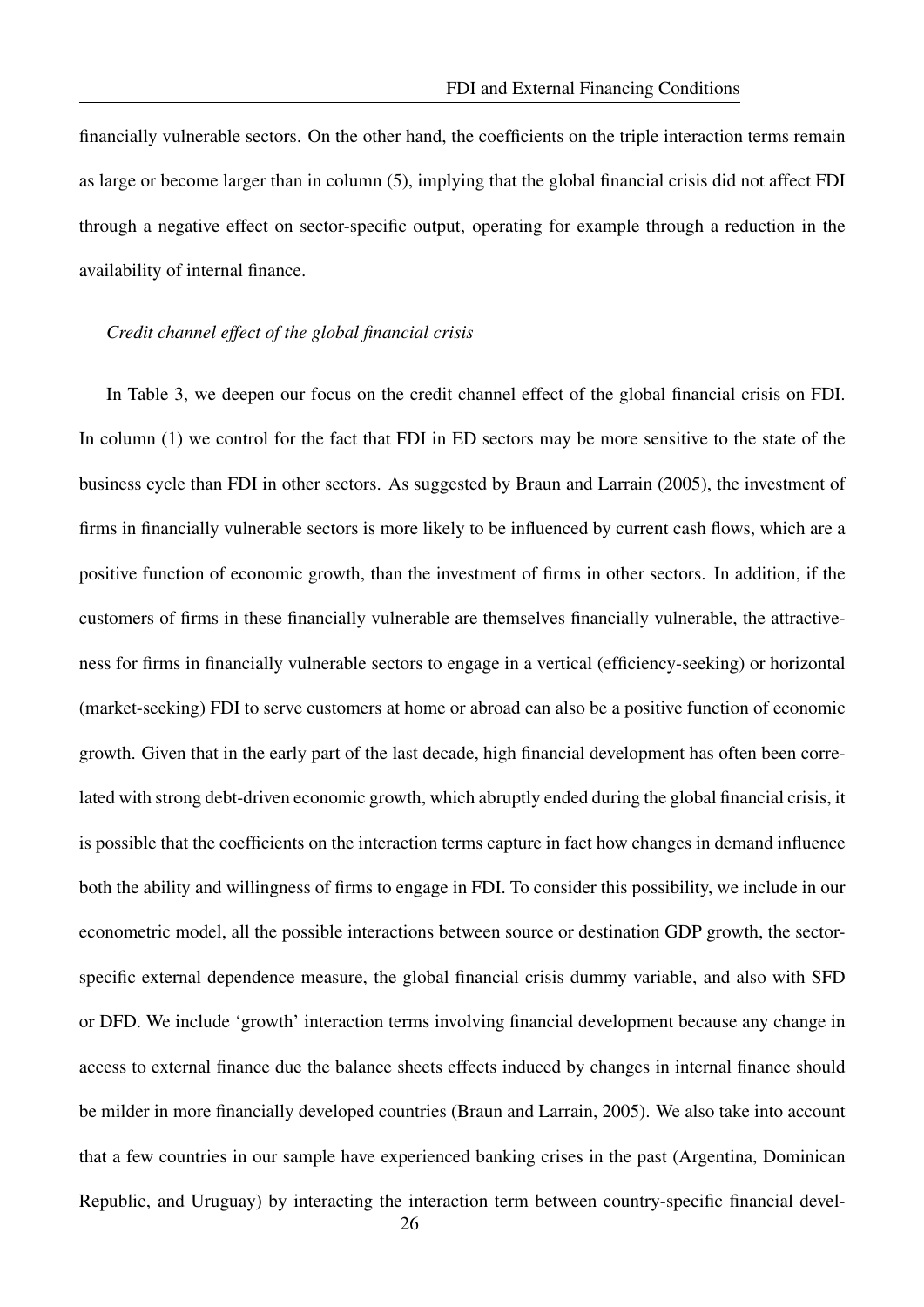financially vulnerable sectors. On the other hand, the coefficients on the triple interaction terms remain as large or become larger than in column (5), implying that the global financial crisis did not affect FDI through a negative effect on sector-specific output, operating for example through a reduction in the availability of internal finance.

*Credit channel effect of the global financial crisis*

In Table 3, we deepen our focus on the credit channel effect of the global financial crisis on FDI. In column (1) we control for the fact that FDI in ED sectors may be more sensitive to the state of the business cycle than FDI in other sectors. As suggested by Braun and Larrain (2005), the investment of firms in financially vulnerable sectors is more likely to be influenced by current cash flows, which are a positive function of economic growth, than the investment of firms in other sectors. In addition, if the customers of firms in these financially vulnerable are themselves financially vulnerable, the attractiveness for firms in financially vulnerable sectors to engage in a vertical (efficiency-seeking) or horizontal (market-seeking) FDI to serve customers at home or abroad can also be a positive function of economic growth. Given that in the early part of the last decade, high financial development has often been correlated with strong debt-driven economic growth, which abruptly ended during the global financial crisis, it is possible that the coefficients on the interaction terms capture in fact how changes in demand influence both the ability and willingness of firms to engage in FDI. To consider this possibility, we include in our econometric model, all the possible interactions between source or destination GDP growth, the sector-specific external dependence measure, the global financial crisis dummy variable, and also with SFD or DFD. We include 'growth' interaction terms involving financial development because any change in access to external finance due the balance sheets effects induced by changes in internal finance should be milder in more financially developed countries (Braun and Larrain, 2005). We also take into account that a few countries in our sample have experienced banking crises in the past (Argentina, Dominican Republic, and Uruguay) by interacting the interaction term between country-specific financial devel-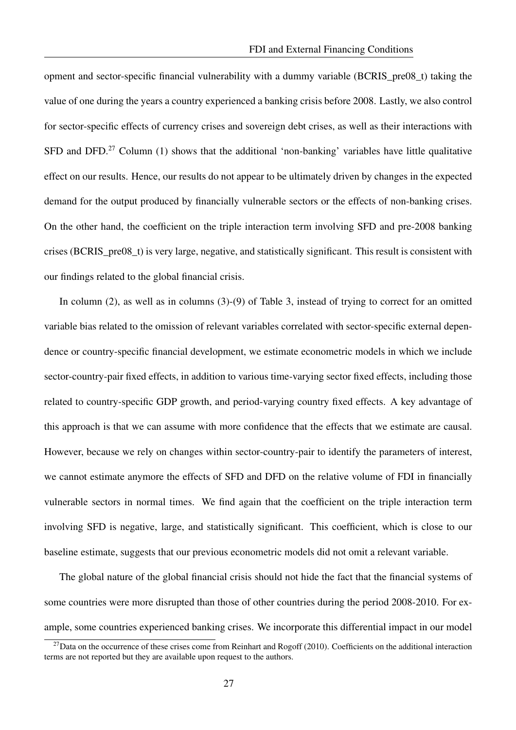opment and sector-specific financial vulnerability with a dummy variable (BCRIS_pre08_t) taking the value of one during the years a country experienced a banking crisis before 2008. Lastly, we also control for sector-specific effects of currency crises and sovereign debt crises, as well as their interactions with SFD and DFD.[27] Column (1) shows that the additional 'non-banking' variables have little qualitative effect on our results. Hence, our results do not appear to be ultimately driven by changes in the expected demand for the output produced by financially vulnerable sectors or the effects of non-banking crises. On the other hand, the coefficient on the triple interaction term involving SFD and pre-2008 banking crises (BCRIS_pre08_t) is very large, negative, and statistically significant. This result is consistent with our findings related to the global financial crisis.

In column (2), as well as in columns (3)-(9) of Table 3, instead of trying to correct for an omitted variable bias related to the omission of relevant variables correlated with sector-specific external dependence or country-specific financial development, we estimate econometric models in which we include sector-country-pair fixed effects, in addition to various time-varying sector fixed effects, including those related to country-specific GDP growth, and period-varying country fixed effects. A key advantage of this approach is that we can assume with more confidence that the effects that we estimate are causal. However, because we rely on changes within sector-country-pair to identify the parameters of interest, we cannot estimate anymore the effects of SFD and DFD on the relative volume of FDI in financially vulnerable sectors in normal times. We find again that the coefficient on the triple interaction term involving SFD is negative, large, and statistically significant. This coefficient, which is close to our baseline estimate, suggests that our previous econometric models did not omit a relevant variable.

The global nature of the global financial crisis should not hide the fact that the financial systems of some countries were more disrupted than those of other countries during the period 2008-2010. For example, some countries experienced banking crises. We incorporate this differential impact in our model

[27] Data on the occurrence of these crises come from Reinhart and Rogoff (2010). Coefficients on the additional interaction terms are not reported but they are available upon request to the authors.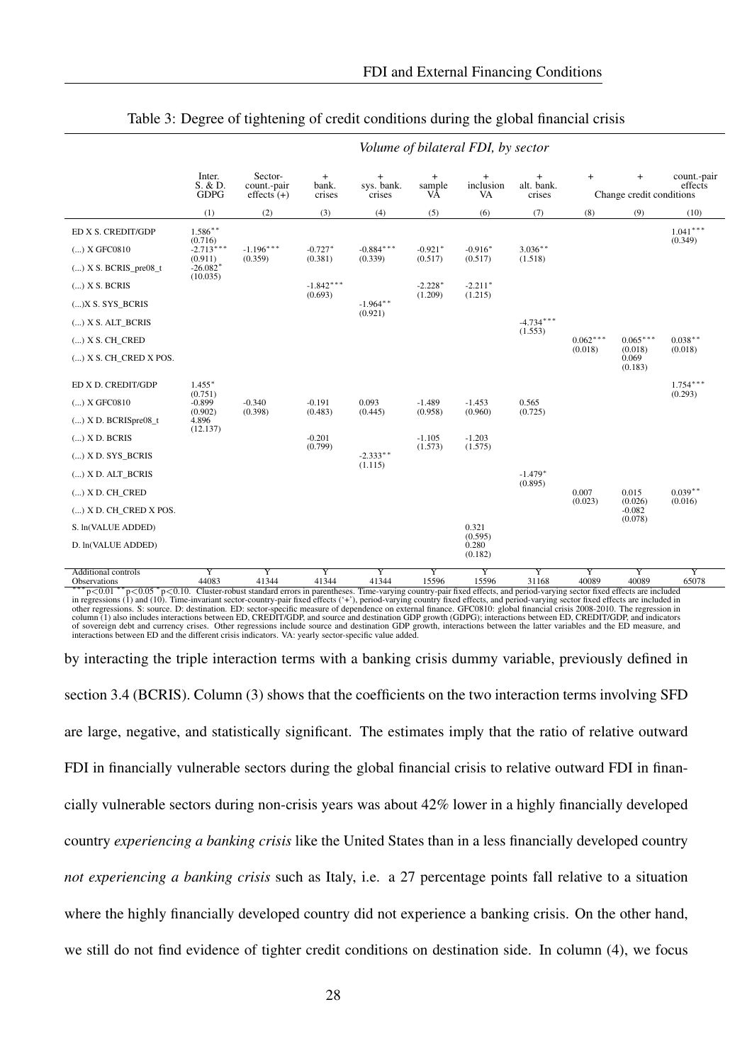Table 3: Degree of tightening of credit conditions during the global financial crisis

| | *Volume of bilateral FDI, by sector* | | | | | | | | | |
|---|---|---|---|---|---|---|---|---|---|---|
| | Inter. S. & D. GDPG | Sector-count.-pair effects (+) | + bank. crises | + sys. bank. crises | + sample VA | + inclusion VA | + alt. bank. crises | + | + | count.-pair effects |
| | | | | | | | | Change credit conditions | | |
| | (1) | (2) | (3) | (4) | (5) | (6) | (7) | (8) | (9) | (10) |
| ED X S. CREDIT/GDP | 1.586** | | | | | | | | | 1.041*** |
| | (0.716) | | | | | | | | | (0.349) |
| (...) X GFC0810 | -2.713*** | -1.196*** | -0.727* | -0.884*** | -0.921* | -0.916* | 3.036** | | | |
| | (0.911) | (0.359) | (0.381) | (0.339) | (0.517) | (0.517) | (1.518) | | | |
| (...) X S. BCRIS_pre08_t | -26.082* | | | | | | | | | |
| | (10.035) | | | | | | | | | |
| (...) X S. BCRIS | | | -1.842*** | | -2.228* | -2.211* | | | | |
| | | | (0.693) | | (1.209) | (1.215) | | | | |
| (...)X S. SYS_BCRIS | | | | -1.964** | | | | | | |
| | | | | (0.921) | | | | | | |
| (...) X S. ALT_BCRIS | | | | | | | -4.734*** | | | |
| | | | | | | | (1.553) | | | |
| (...) X S. CH_CRED | | | | | | | | 0.062*** | 0.065*** | 0.038** |
| | | | | | | | | (0.018) | (0.018) | (0.018) |
| (...) X S. CH_CRED X POS. | | | | | | | | | 0.069 | |
| | | | | | | | | | (0.183) | |
| ED X D. CREDIT/GDP | 1.455* | | | | | | | | | 1.754*** |
| | (0.751) | | | | | | | | | (0.293) |
| (...) X GFC0810 | -0.899 | -0.340 | -0.191 | 0.093 | -1.489 | -1.453 | 0.565 | | | |
| | (0.902) | (0.398) | (0.483) | (0.445) | (0.958) | (0.960) | (0.725) | | | |
| (...) X D. BCRISpre08_t | 4.896 | | | | | | | | | |
| | (12.137) | | | | | | | | | |
| (...) X D. BCRIS | | | -0.201 | | -1.105 | -1.203 | | | | |
| | | | (0.799) | | (1.573) | (1.575) | | | | |
| (...) X D. SYS_BCRIS | | | | -2.333** | | | | | | |
| | | | | (1.115) | | | | | | |
| (...) X D. ALT_BCRIS | | | | | | | -1.479* | | | |
| | | | | | | | (0.895) | | | |
| (...) X D. CH_CRED | | | | | | | | 0.007 | 0.015 | 0.039** |
| | | | | | | | | (0.023) | (0.026) | (0.016) |
| (...) X D. CH_CRED X POS. | | | | | | | | | -0.082 | |
| | | | | | | | | | (0.078) | |
| S. ln(VALUE ADDED) | | | | | | 0.321 | | | | |
| | | | | | | (0.595) | | | | |
| D. ln(VALUE ADDED) | | | | | | 0.280 | | | | |
| | | | | | | (0.182) | | | | |
| Additional controls | Y | Y | Y | Y | Y | Y | Y | Y | Y | Y |
| Observations | 44083 | 41344 | 41344 | 41344 | 15596 | 15596 | 31168 | 40089 | 40089 | 65078 |

*** p<0.01 ** p<0.05 * p<0.10. Cluster-robust standard errors in parentheses. Time-varying country-pair fixed effects, and period-varying sector fixed effects are included in regressions (1) and (10). Time-invariant sector-country-pair fixed effects ('+'), period-varying country fixed effects, and period-varying sector fixed effects are included in other regressions. S: source. D: destination. ED: sector-specific measure of dependence on external finance. GFC0810: global financial crisis 2008-2010. The regression in column (1) also includes interactions between ED, CREDIT/GDP, and source and destination GDP growth (GDPG); interactions between ED, CREDIT/GDP, and indicators of sovereign debt and currency crises. Other regressions include source and destination GDP growth, interactions between the latter variables and the ED measure, and interactions between ED and the different crisis indicators. VA: yearly sector-specific value added.

by interacting the triple interaction terms with a banking crisis dummy variable, previously defined in section 3.4 (BCRIS). Column (3) shows that the coefficients on the two interaction terms involving SFD are large, negative, and statistically significant. The estimates imply that the ratio of relative outward FDI in financially vulnerable sectors during the global financial crisis to relative outward FDI in financially vulnerable sectors during non-crisis years was about 42% lower in a highly financially developed country *experiencing a banking crisis* like the United States than in a less financially developed country *not experiencing a banking crisis* such as Italy, i.e. a 27 percentage points fall relative to a situation where the highly financially developed country did not experience a banking crisis. On the other hand, we still do not find evidence of tighter credit conditions on destination side. In column (4), we focus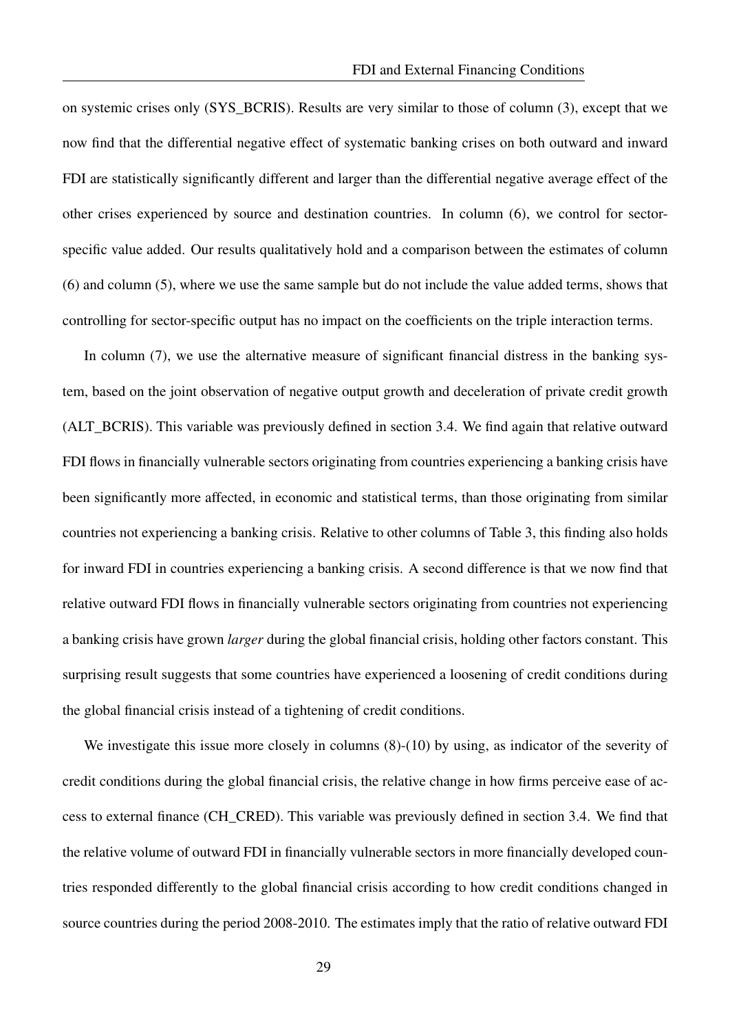on systemic crises only (SYS_BCRIS). Results are very similar to those of column (3), except that we now find that the differential negative effect of systematic banking crises on both outward and inward FDI are statistically significantly different and larger than the differential negative average effect of the other crises experienced by source and destination countries. In column (6), we control for sector-specific value added. Our results qualitatively hold and a comparison between the estimates of column (6) and column (5), where we use the same sample but do not include the value added terms, shows that controlling for sector-specific output has no impact on the coefficients on the triple interaction terms.

In column (7), we use the alternative measure of significant financial distress in the banking system, based on the joint observation of negative output growth and deceleration of private credit growth (ALT_BCRIS). This variable was previously defined in section 3.4. We find again that relative outward FDI flows in financially vulnerable sectors originating from countries experiencing a banking crisis have been significantly more affected, in economic and statistical terms, than those originating from similar countries not experiencing a banking crisis. Relative to other columns of Table 3, this finding also holds for inward FDI in countries experiencing a banking crisis. A second difference is that we now find that relative outward FDI flows in financially vulnerable sectors originating from countries not experiencing a banking crisis have grown *larger* during the global financial crisis, holding other factors constant. This surprising result suggests that some countries have experienced a loosening of credit conditions during the global financial crisis instead of a tightening of credit conditions.

We investigate this issue more closely in columns (8)-(10) by using, as indicator of the severity of credit conditions during the global financial crisis, the relative change in how firms perceive ease of access to external finance (CH_CRED). This variable was previously defined in section 3.4. We find that the relative volume of outward FDI in financially vulnerable sectors in more financially developed countries responded differently to the global financial crisis according to how credit conditions changed in source countries during the period 2008-2010. The estimates imply that the ratio of relative outward FDI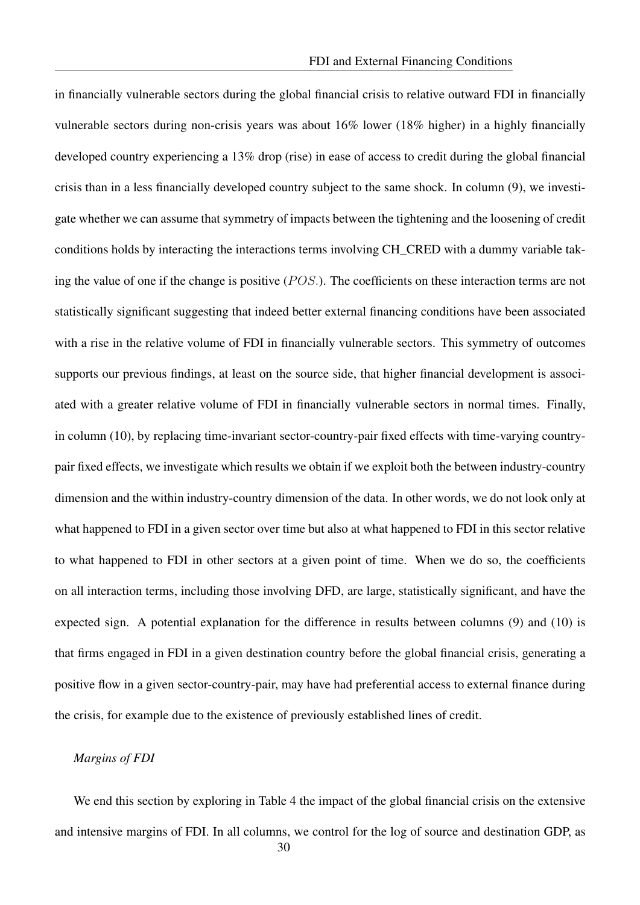in financially vulnerable sectors during the global financial crisis to relative outward FDI in financially vulnerable sectors during non-crisis years was about 16% lower (18% higher) in a highly financially developed country experiencing a 13% drop (rise) in ease of access to credit during the global financial crisis than in a less financially developed country subject to the same shock. In column (9), we investigate whether we can assume that symmetry of impacts between the tightening and the loosening of credit conditions holds by interacting the interactions terms involving CH_CRED with a dummy variable taking the value of one if the change is positive ($POS.$). The coefficients on these interaction terms are not statistically significant suggesting that indeed better external financing conditions have been associated with a rise in the relative volume of FDI in financially vulnerable sectors. This symmetry of outcomes supports our previous findings, at least on the source side, that higher financial development is associated with a greater relative volume of FDI in financially vulnerable sectors in normal times. Finally, in column (10), by replacing time-invariant sector-country-pair fixed effects with time-varying country-pair fixed effects, we investigate which results we obtain if we exploit both the between industry-country dimension and the within industry-country dimension of the data. In other words, we do not look only at what happened to FDI in a given sector over time but also at what happened to FDI in this sector relative to what happened to FDI in other sectors at a given point of time. When we do so, the coefficients on all interaction terms, including those involving DFD, are large, statistically significant, and have the expected sign. A potential explanation for the difference in results between columns (9) and (10) is that firms engaged in FDI in a given destination country before the global financial crisis, generating a positive flow in a given sector-country-pair, may have had preferential access to external finance during the crisis, for example due to the existence of previously established lines of credit.

*Margins of FDI*

We end this section by exploring in Table 4 the impact of the global financial crisis on the extensive and intensive margins of FDI. In all columns, we control for the log of source and destination GDP, as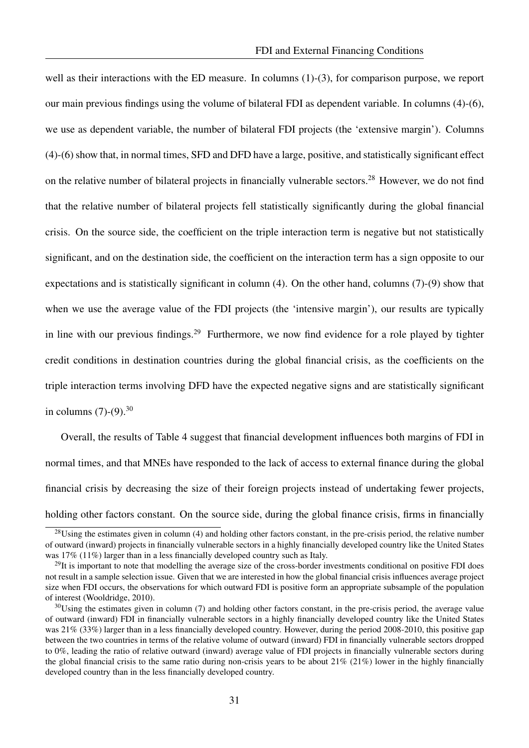well as their interactions with the ED measure. In columns (1)-(3), for comparison purpose, we report our main previous findings using the volume of bilateral FDI as dependent variable. In columns (4)-(6), we use as dependent variable, the number of bilateral FDI projects (the 'extensive margin'). Columns (4)-(6) show that, in normal times, SFD and DFD have a large, positive, and statistically significant effect on the relative number of bilateral projects in financially vulnerable sectors.[28] However, we do not find that the relative number of bilateral projects fell statistically significantly during the global financial crisis. On the source side, the coefficient on the triple interaction term is negative but not statistically significant, and on the destination side, the coefficient on the interaction term has a sign opposite to our expectations and is statistically significant in column (4). On the other hand, columns (7)-(9) show that when we use the average value of the FDI projects (the 'intensive margin'), our results are typically in line with our previous findings.[29] Furthermore, we now find evidence for a role played by tighter credit conditions in destination countries during the global financial crisis, as the coefficients on the triple interaction terms involving DFD have the expected negative signs and are statistically significant in columns (7)-(9).[30]

Overall, the results of Table 4 suggest that financial development influences both margins of FDI in normal times, and that MNEs have responded to the lack of access to external finance during the global financial crisis by decreasing the size of their foreign projects instead of undertaking fewer projects, holding other factors constant. On the source side, during the global finance crisis, firms in financially

[28] Using the estimates given in column (4) and holding other factors constant, in the pre-crisis period, the relative number of outward (inward) projects in financially vulnerable sectors in a highly financially developed country like the United States was 17% (11%) larger than in a less financially developed country such as Italy.

[29] It is important to note that modelling the average size of the cross-border investments conditional on positive FDI does not result in a sample selection issue. Given that we are interested in how the global financial crisis influences average project size when FDI occurs, the observations for which outward FDI is positive form an appropriate subsample of the population of interest (Wooldridge, 2010).

[30] Using the estimates given in column (7) and holding other factors constant, in the pre-crisis period, the average value of outward (inward) FDI in financially vulnerable sectors in a highly financially developed country like the United States was 21% (33%) larger than in a less financially developed country. However, during the period 2008-2010, this positive gap between the two countries in terms of the relative volume of outward (inward) FDI in financially vulnerable sectors dropped to 0%, leading the ratio of relative outward (inward) average value of FDI projects in financially vulnerable sectors during the global financial crisis to the same ratio during non-crisis years to be about 21% (21%) lower in the highly financially developed country than in the less financially developed country.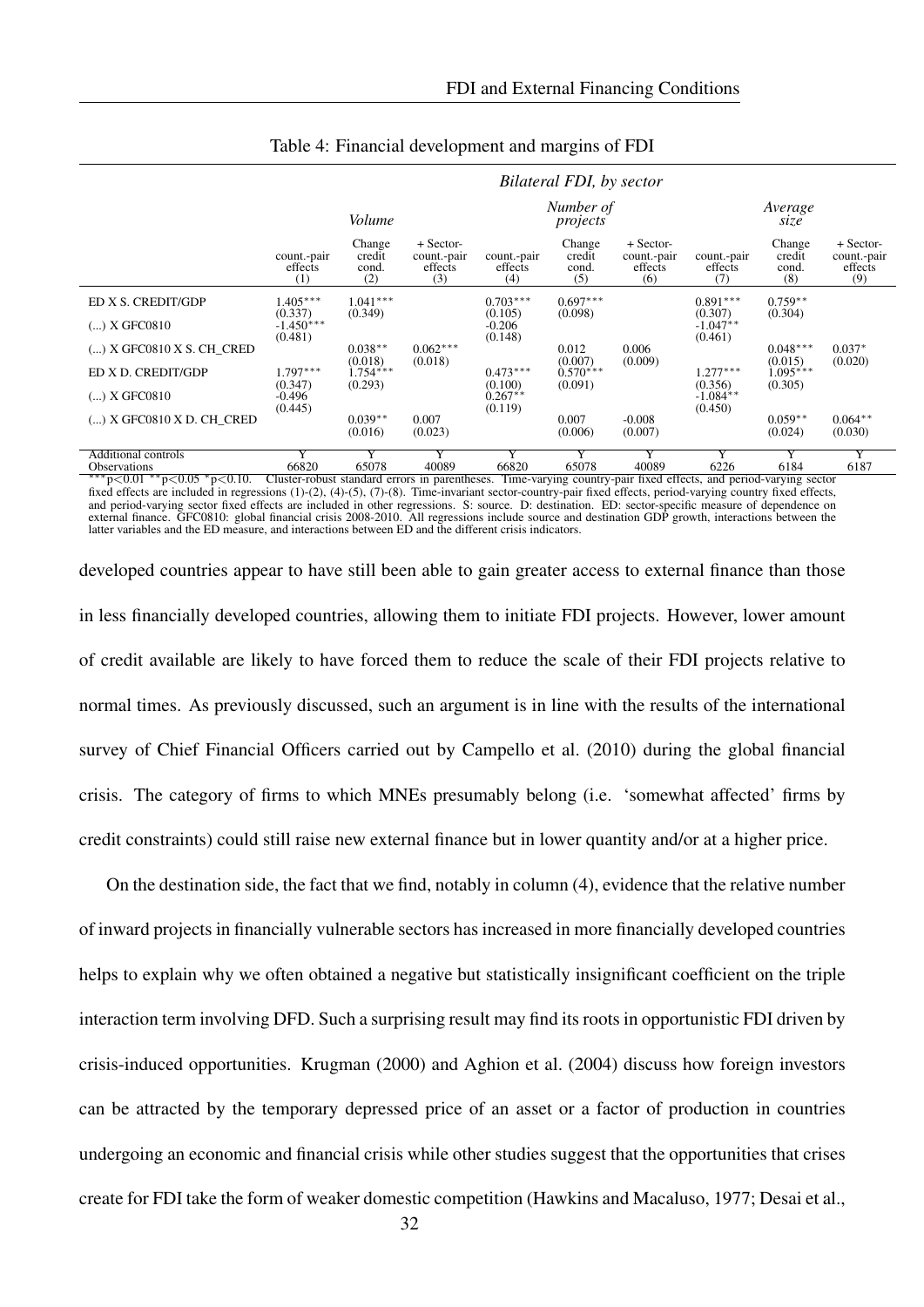Table 4: Financial development and margins of FDI

| | *Bilateral FDI, by sector* | | | | | | | | |
|---|---|---|---|---|---|---|---|---|---|
| | *Volume* | | | *Number of projects* | | | *Average size* | | |
| | count.-pair effects (1) | Change credit cond. (2) | + Sector-count.-pair effects (3) | count.-pair effects (4) | Change credit cond. (5) | + Sector-count.-pair effects (6) | count.-pair effects (7) | Change credit cond. (8) | + Sector-count.-pair effects (9) |
| ED X S. CREDIT/GDP | 1.405*** | 1.041*** | | 0.703*** | 0.697*** | | 0.891*** | 0.759** | |
| | (0.337) | (0.349) | | (0.105) | (0.098) | | (0.307) | (0.304) | |
| (...) X GFC0810 | -1.450*** | | | -0.206 | | | -1.047** | | |
| | (0.481) | | | (0.148) | | | (0.461) | | |
| (...) X GFC0810 X S. CH_CRED | | 0.038** | 0.062*** | | 0.012 | 0.006 | | 0.048*** | 0.037* |
| | | (0.018) | (0.018) | | (0.007) | (0.009) | | (0.015) | (0.020) |
| ED X D. CREDIT/GDP | 1.797*** | 1.754*** | | 0.473*** | 0.570*** | | 1.277*** | 1.095*** | |
| | (0.347) | (0.293) | | (0.100) | (0.091) | | (0.356) | (0.305) | |
| (...) X GFC0810 | -0.496 | | | 0.267** | | | -1.084** | | |
| | (0.445) | | | (0.119) | | | (0.450) | | |
| (...) X GFC0810 X D. CH_CRED | | 0.039** | 0.007 | | 0.007 | -0.008 | | 0.059** | 0.064** |
| | | (0.016) | (0.023) | | (0.006) | (0.007) | | (0.024) | (0.030) |
| Additional controls | Y | Y | Y | Y | Y | Y | Y | Y | Y |
| Observations | 66820 | 65078 | 40089 | 66820 | 65078 | 40089 | 6226 | 6184 | 6187 |

*** p<0.01 ** p<0.05 * p<0.10. Cluster-robust standard errors in parentheses. Time-varying country-pair fixed effects, and period-varying sector fixed effects are included in regressions (1)-(2), (4)-(5), (7)-(8). Time-invariant sector-country-pair fixed effects, period-varying country fixed effects, and period-varying sector fixed effects are included in other regressions. S: source. D: destination. ED: sector-specific measure of dependence on external finance. GFC0810: global financial crisis 2008-2010. All regressions include source and destination GDP growth, interactions between the latter variables and the ED measure, and interactions between ED and the different crisis indicators.

developed countries appear to have still been able to gain greater access to external finance than those in less financially developed countries, allowing them to initiate FDI projects. However, lower amount of credit available are likely to have forced them to reduce the scale of their FDI projects relative to normal times. As previously discussed, such an argument is in line with the results of the international survey of Chief Financial Officers carried out by Campello et al. (2010) during the global financial crisis. The category of firms to which MNEs presumably belong (i.e. 'somewhat affected' firms by credit constraints) could still raise new external finance but in lower quantity and/or at a higher price.

On the destination side, the fact that we find, notably in column (4), evidence that the relative number of inward projects in financially vulnerable sectors has increased in more financially developed countries helps to explain why we often obtained a negative but statistically insignificant coefficient on the triple interaction term involving DFD. Such a surprising result may find its roots in opportunistic FDI driven by crisis-induced opportunities. Krugman (2000) and Aghion et al. (2004) discuss how foreign investors can be attracted by the temporary depressed price of an asset or a factor of production in countries undergoing an economic and financial crisis while other studies suggest that the opportunities that crises create for FDI take the form of weaker domestic competition (Hawkins and Macaluso, 1977; Desai et al.,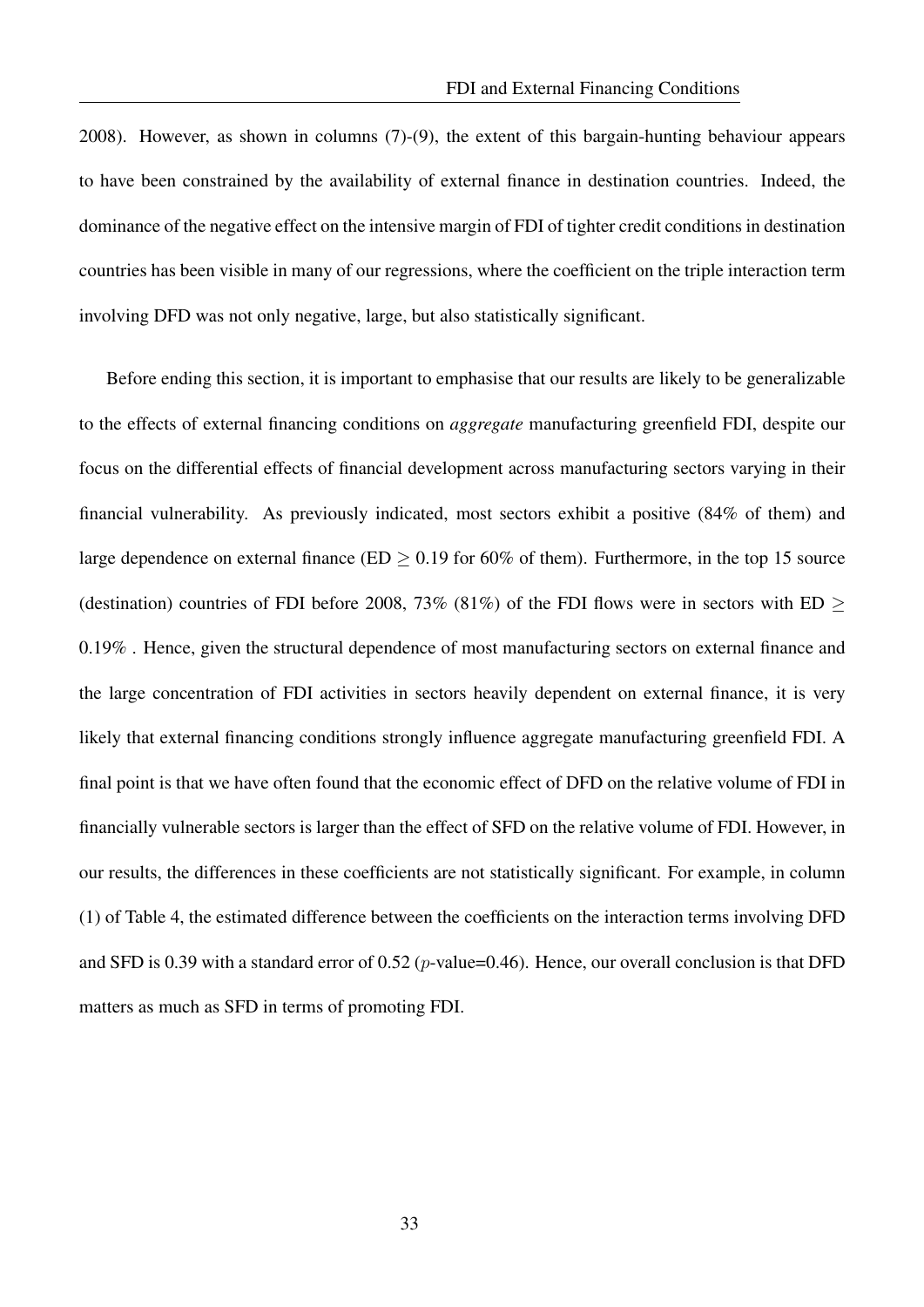2008). However, as shown in columns (7)-(9), the extent of this bargain-hunting behaviour appears to have been constrained by the availability of external finance in destination countries. Indeed, the dominance of the negative effect on the intensive margin of FDI of tighter credit conditions in destination countries has been visible in many of our regressions, where the coefficient on the triple interaction term involving DFD was not only negative, large, but also statistically significant.

Before ending this section, it is important to emphasise that our results are likely to be generalizable to the effects of external financing conditions on *aggregate* manufacturing greenfield FDI, despite our focus on the differential effects of financial development across manufacturing sectors varying in their financial vulnerability. As previously indicated, most sectors exhibit a positive (84% of them) and large dependence on external finance (ED $\geq$ 0.19 for 60% of them). Furthermore, in the top 15 source (destination) countries of FDI before 2008, 73% (81%) of the FDI flows were in sectors with ED $\geq$ 0.19% . Hence, given the structural dependence of most manufacturing sectors on external finance and the large concentration of FDI activities in sectors heavily dependent on external finance, it is very likely that external financing conditions strongly influence aggregate manufacturing greenfield FDI. A final point is that we have often found that the economic effect of DFD on the relative volume of FDI in financially vulnerable sectors is larger than the effect of SFD on the relative volume of FDI. However, in our results, the differences in these coefficients are not statistically significant. For example, in column (1) of Table 4, the estimated difference between the coefficients on the interaction terms involving DFD and SFD is 0.39 with a standard error of 0.52 ($p$-value=0.46). Hence, our overall conclusion is that DFD matters as much as SFD in terms of promoting FDI.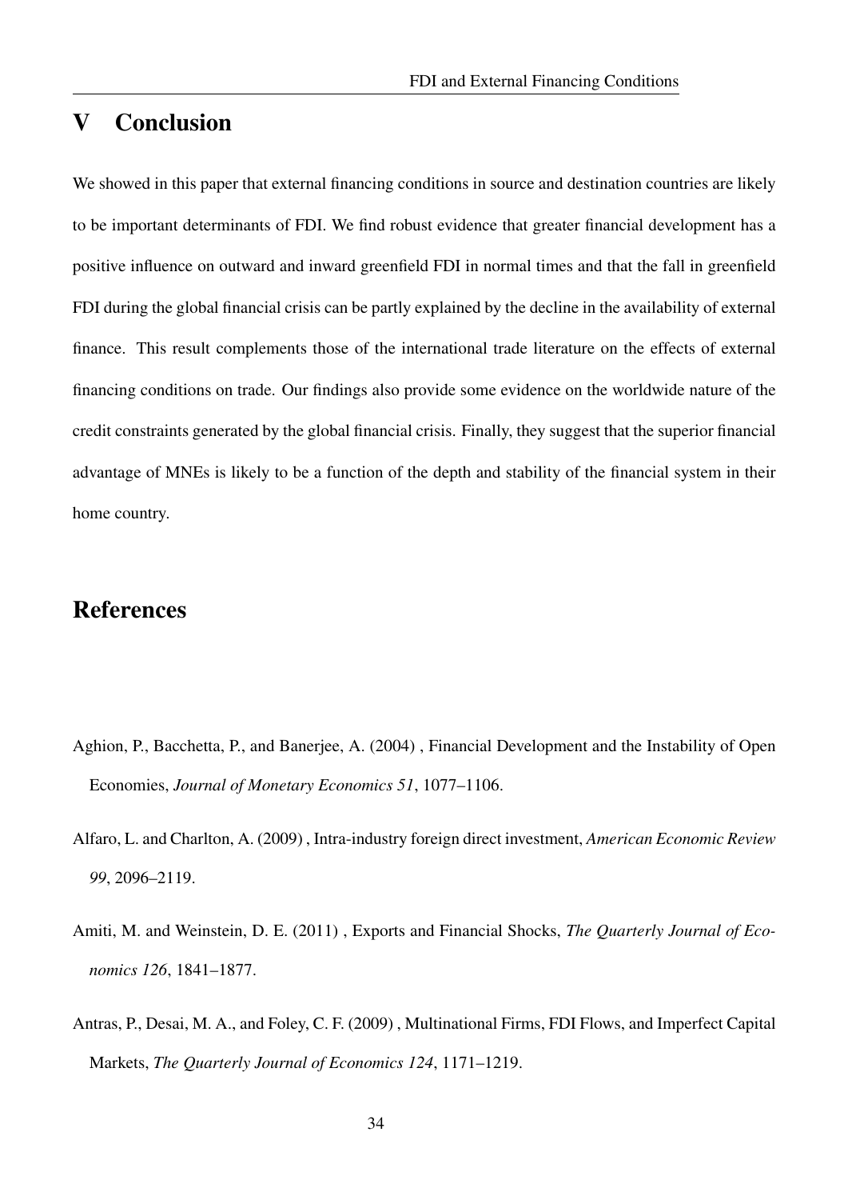# V Conclusion

We showed in this paper that external financing conditions in source and destination countries are likely to be important determinants of FDI. We find robust evidence that greater financial development has a positive influence on outward and inward greenfield FDI in normal times and that the fall in greenfield FDI during the global financial crisis can be partly explained by the decline in the availability of external finance. This result complements those of the international trade literature on the effects of external financing conditions on trade. Our findings also provide some evidence on the worldwide nature of the credit constraints generated by the global financial crisis. Finally, they suggest that the superior financial advantage of MNEs is likely to be a function of the depth and stability of the financial system in their home country.

# References

Aghion, P., Bacchetta, P., and Banerjee, A. (2004) , Financial Development and the Instability of Open Economies, *Journal of Monetary Economics 51*, 1077–1106.

Alfaro, L. and Charlton, A. (2009) , Intra-industry foreign direct investment, *American Economic Review 99*, 2096–2119.

Amiti, M. and Weinstein, D. E. (2011) , Exports and Financial Shocks, *The Quarterly Journal of Economics 126*, 1841–1877.

Antras, P., Desai, M. A., and Foley, C. F. (2009) , Multinational Firms, FDI Flows, and Imperfect Capital Markets, *The Quarterly Journal of Economics 124*, 1171–1219.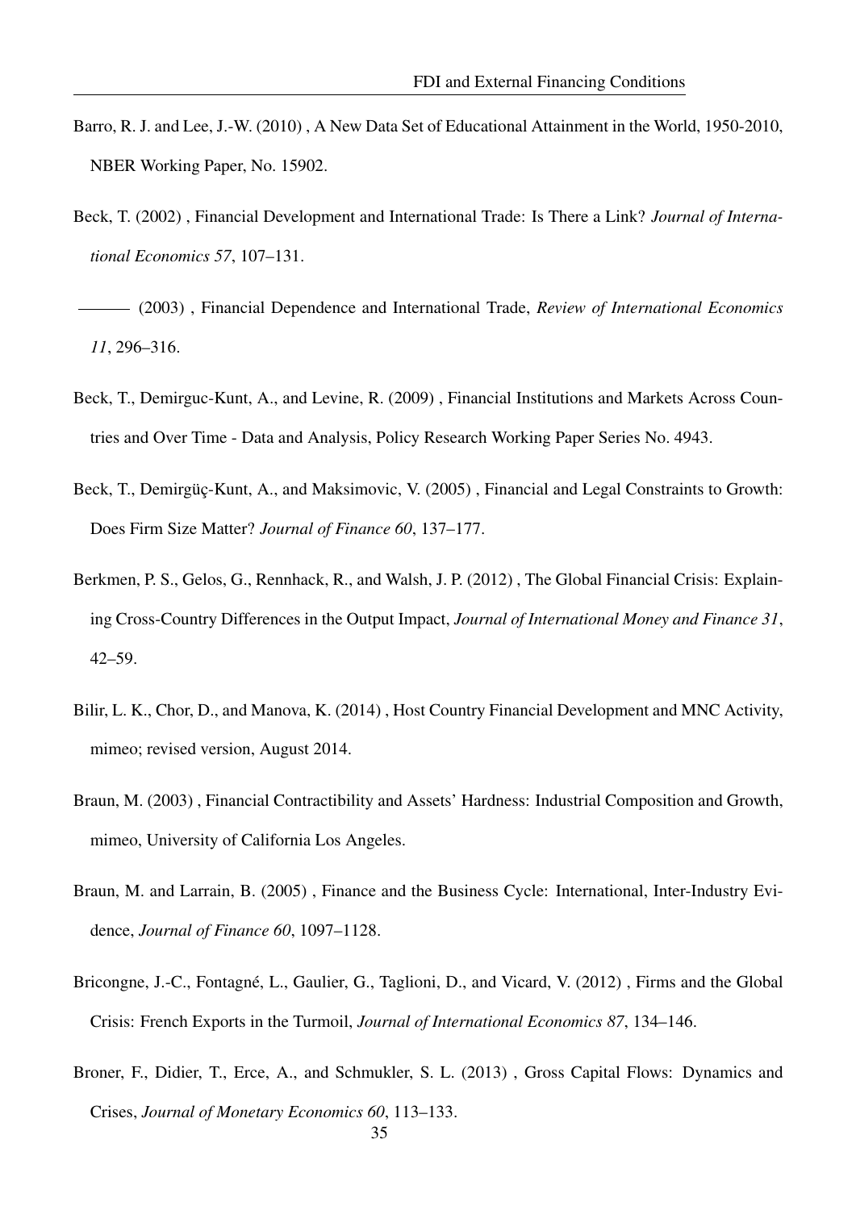Barro, R. J. and Lee, J.-W. (2010) , A New Data Set of Educational Attainment in the World, 1950-2010, NBER Working Paper, No. 15902.

Beck, T. (2002) , Financial Development and International Trade: Is There a Link? *Journal of International Economics 57*, 107–131.

——— (2003) , Financial Dependence and International Trade, *Review of International Economics 11*, 296–316.

Beck, T., Demirguc-Kunt, A., and Levine, R. (2009) , Financial Institutions and Markets Across Countries and Over Time - Data and Analysis, Policy Research Working Paper Series No. 4943.

Beck, T., Demirgüç-Kunt, A., and Maksimovic, V. (2005) , Financial and Legal Constraints to Growth: Does Firm Size Matter? *Journal of Finance 60*, 137–177.

Berkmen, P. S., Gelos, G., Rennhack, R., and Walsh, J. P. (2012) , The Global Financial Crisis: Explaining Cross-Country Differences in the Output Impact, *Journal of International Money and Finance 31*, 42–59.

Bilir, L. K., Chor, D., and Manova, K. (2014) , Host Country Financial Development and MNC Activity, mimeo; revised version, August 2014.

Braun, M. (2003) , Financial Contractibility and Assets' Hardness: Industrial Composition and Growth, mimeo, University of California Los Angeles.

Braun, M. and Larrain, B. (2005) , Finance and the Business Cycle: International, Inter-Industry Evidence, *Journal of Finance 60*, 1097–1128.

Bricongne, J.-C., Fontagné, L., Gaulier, G., Taglioni, D., and Vicard, V. (2012) , Firms and the Global Crisis: French Exports in the Turmoil, *Journal of International Economics 87*, 134–146.

Broner, F., Didier, T., Erce, A., and Schmukler, S. L. (2013) , Gross Capital Flows: Dynamics and Crises, *Journal of Monetary Economics 60*, 113–133.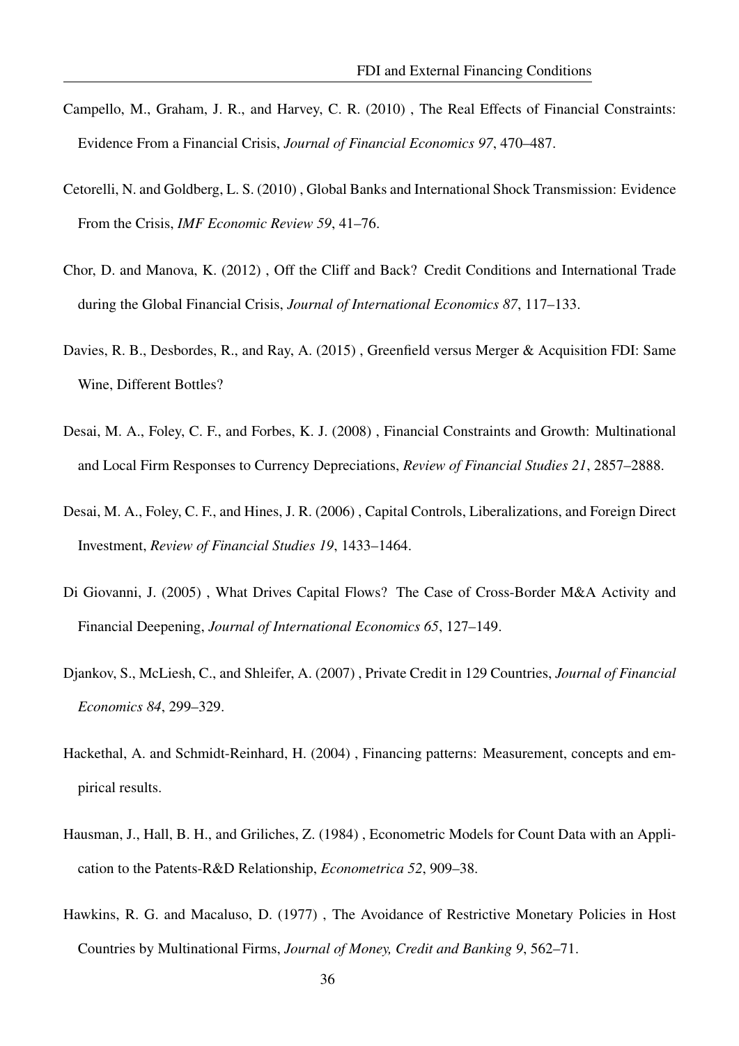Campello, M., Graham, J. R., and Harvey, C. R. (2010) , The Real Effects of Financial Constraints: Evidence From a Financial Crisis, *Journal of Financial Economics 97*, 470–487.

Cetorelli, N. and Goldberg, L. S. (2010) , Global Banks and International Shock Transmission: Evidence From the Crisis, *IMF Economic Review 59*, 41–76.

Chor, D. and Manova, K. (2012) , Off the Cliff and Back? Credit Conditions and International Trade during the Global Financial Crisis, *Journal of International Economics 87*, 117–133.

Davies, R. B., Desbordes, R., and Ray, A. (2015) , Greenfield versus Merger & Acquisition FDI: Same Wine, Different Bottles?

Desai, M. A., Foley, C. F., and Forbes, K. J. (2008) , Financial Constraints and Growth: Multinational and Local Firm Responses to Currency Depreciations, *Review of Financial Studies 21*, 2857–2888.

Desai, M. A., Foley, C. F., and Hines, J. R. (2006) , Capital Controls, Liberalizations, and Foreign Direct Investment, *Review of Financial Studies 19*, 1433–1464.

Di Giovanni, J. (2005) , What Drives Capital Flows? The Case of Cross-Border M&A Activity and Financial Deepening, *Journal of International Economics 65*, 127–149.

Djankov, S., McLiesh, C., and Shleifer, A. (2007) , Private Credit in 129 Countries, *Journal of Financial Economics 84*, 299–329.

Hackethal, A. and Schmidt-Reinhard, H. (2004) , Financing patterns: Measurement, concepts and empirical results.

Hausman, J., Hall, B. H., and Griliches, Z. (1984) , Econometric Models for Count Data with an Application to the Patents-R&D Relationship, *Econometrica 52*, 909–38.

Hawkins, R. G. and Macaluso, D. (1977) , The Avoidance of Restrictive Monetary Policies in Host Countries by Multinational Firms, *Journal of Money, Credit and Banking 9*, 562–71.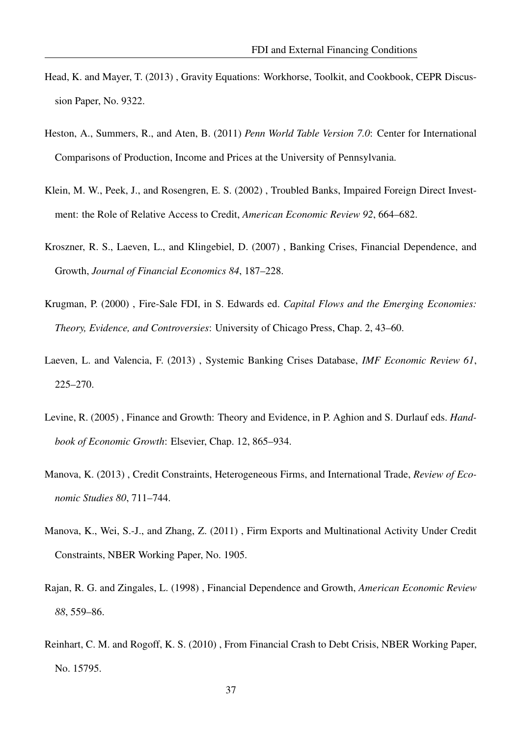Head, K. and Mayer, T. (2013) , Gravity Equations: Workhorse, Toolkit, and Cookbook, CEPR Discussion Paper, No. 9322.

Heston, A., Summers, R., and Aten, B. (2011) *Penn World Table Version 7.0*: Center for International Comparisons of Production, Income and Prices at the University of Pennsylvania.

Klein, M. W., Peek, J., and Rosengren, E. S. (2002) , Troubled Banks, Impaired Foreign Direct Investment: the Role of Relative Access to Credit, *American Economic Review 92*, 664–682.

Kroszner, R. S., Laeven, L., and Klingebiel, D. (2007) , Banking Crises, Financial Dependence, and Growth, *Journal of Financial Economics 84*, 187–228.

Krugman, P. (2000) , Fire-Sale FDI, in S. Edwards ed. *Capital Flows and the Emerging Economies: Theory, Evidence, and Controversies*: University of Chicago Press, Chap. 2, 43–60.

Laeven, L. and Valencia, F. (2013) , Systemic Banking Crises Database, *IMF Economic Review 61*, 225–270.

Levine, R. (2005) , Finance and Growth: Theory and Evidence, in P. Aghion and S. Durlauf eds. *Handbook of Economic Growth*: Elsevier, Chap. 12, 865–934.

Manova, K. (2013) , Credit Constraints, Heterogeneous Firms, and International Trade, *Review of Economic Studies 80*, 711–744.

Manova, K., Wei, S.-J., and Zhang, Z. (2011) , Firm Exports and Multinational Activity Under Credit Constraints, NBER Working Paper, No. 1905.

Rajan, R. G. and Zingales, L. (1998) , Financial Dependence and Growth, *American Economic Review 88*, 559–86.

Reinhart, C. M. and Rogoff, K. S. (2010) , From Financial Crash to Debt Crisis, NBER Working Paper, No. 15795.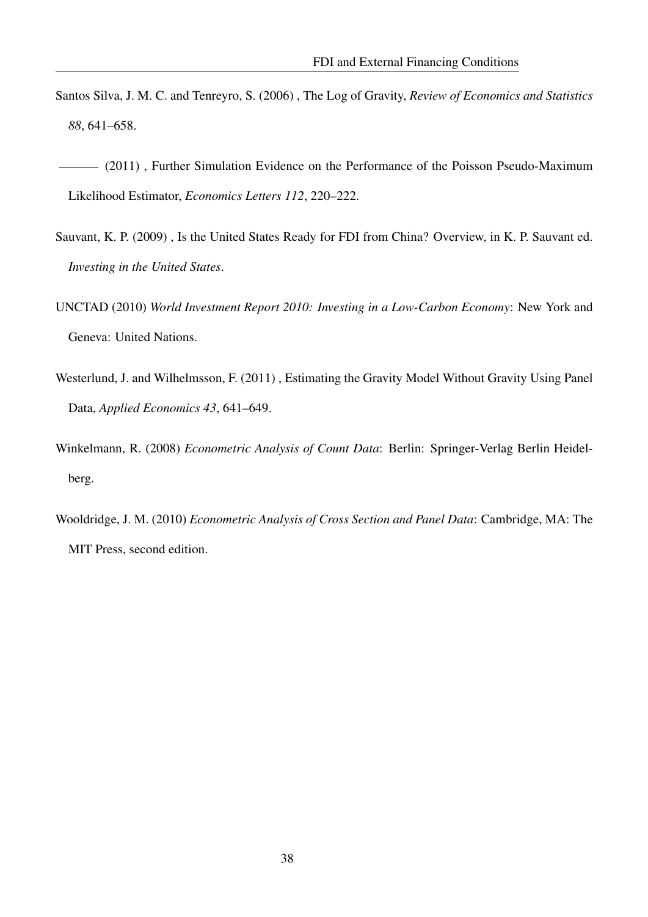Santos Silva, J. M. C. and Tenreyro, S. (2006) , The Log of Gravity, *Review of Economics and Statistics 88*, 641–658.

——— (2011) , Further Simulation Evidence on the Performance of the Poisson Pseudo-Maximum Likelihood Estimator, *Economics Letters 112*, 220–222.

Sauvant, K. P. (2009) , Is the United States Ready for FDI from China? Overview, in K. P. Sauvant ed. *Investing in the United States*.

UNCTAD (2010) *World Investment Report 2010: Investing in a Low-Carbon Economy*: New York and Geneva: United Nations.

Westerlund, J. and Wilhelmsson, F. (2011) , Estimating the Gravity Model Without Gravity Using Panel Data, *Applied Economics 43*, 641–649.

Winkelmann, R. (2008) *Econometric Analysis of Count Data*: Berlin: Springer-Verlag Berlin Heidelberg.

Wooldridge, J. M. (2010) *Econometric Analysis of Cross Section and Panel Data*: Cambridge, MA: The MIT Press, second edition.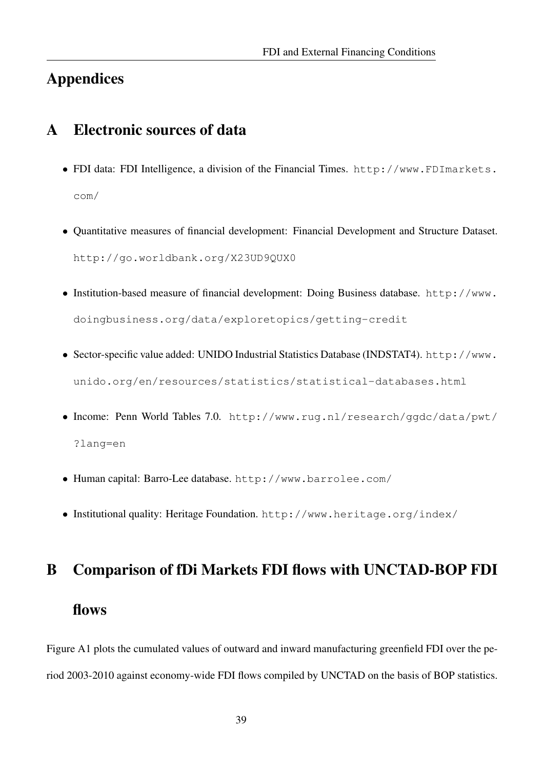# Appendices

## A Electronic sources of data

- FDI data: FDI Intelligence, a division of the Financial Times. `http://www.FDImarkets.com/`
- Quantitative measures of financial development: Financial Development and Structure Dataset. `http://go.worldbank.org/X23UD9QUX0`
- Institution-based measure of financial development: Doing Business database. `http://www.doingbusiness.org/data/exploretopics/getting-credit`
- Sector-specific value added: UNIDO Industrial Statistics Database (INDSTAT4). `http://www.unido.org/en/resources/statistics/statistical-databases.html`
- Income: Penn World Tables 7.0. `http://www.rug.nl/research/ggdc/data/pwt/?lang=en`
- Human capital: Barro-Lee database. `http://www.barrolee.com/`
- Institutional quality: Heritage Foundation. `http://www.heritage.org/index/`

## B Comparison of fDi Markets FDI flows with UNCTAD-BOP FDI flows

Figure A1 plots the cumulated values of outward and inward manufacturing greenfield FDI over the period 2003-2010 against economy-wide FDI flows compiled by UNCTAD on the basis of BOP statistics.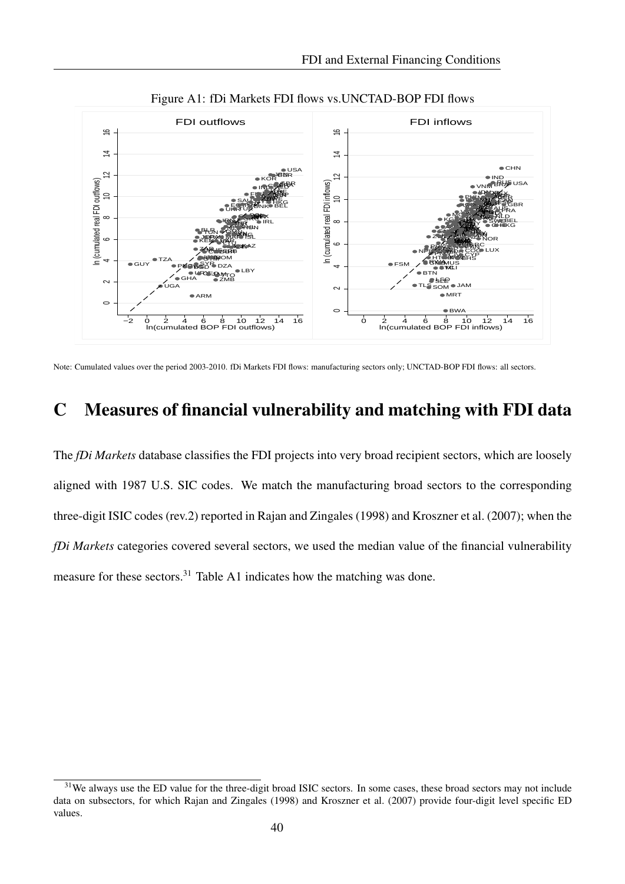Figure A1: fDi Markets FDI flows vs.UNCTAD-BOP FDI flows

Note: Cumulated values over the period 2003-2010. fDi Markets FDI flows: manufacturing sectors only; UNCTAD-BOP FDI flows: all sectors.

# C Measures of financial vulnerability and matching with FDI data

The *fDi Markets* database classifies the FDI projects into very broad recipient sectors, which are loosely aligned with 1987 U.S. SIC codes. We match the manufacturing broad sectors to the corresponding three-digit ISIC codes (rev.2) reported in Rajan and Zingales (1998) and Kroszner et al. (2007); when the *fDi Markets* categories covered several sectors, we used the median value of the financial vulnerability measure for these sectors.[31] Table A1 indicates how the matching was done.

[31] We always use the ED value for the three-digit broad ISIC sectors. In some cases, these broad sectors may not include data on subsectors, for which Rajan and Zingales (1998) and Kroszner et al. (2007) provide four-digit level specific ED values.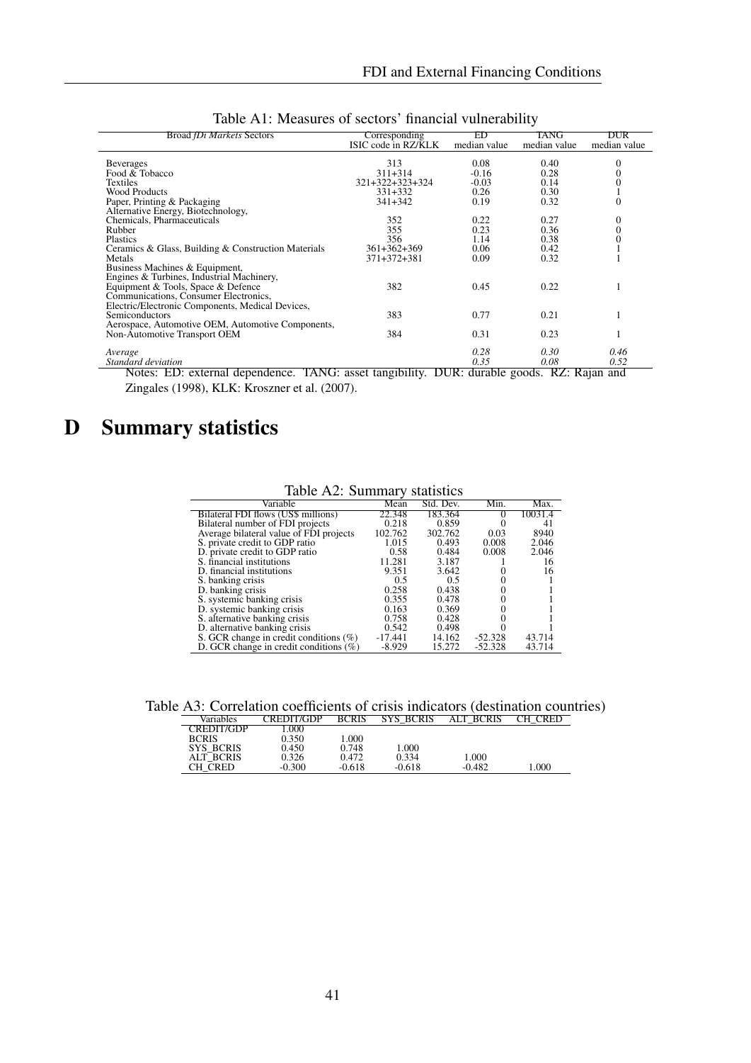Table A1: Measures of sectors' financial vulnerability

| Broad *fDi Markets* Sectors | Corresponding ISIC code in RZ/KLK | ED median value | TANG median value | DUR median value |
|---|---|---|---|---|
| Beverages | 313 | 0.08 | 0.40 | 0 |
| Food & Tobacco | 311+314 | -0.16 | 0.28 | 0 |
| Textiles | 321+322+323+324 | -0.03 | 0.14 | 0 |
| Wood Products | 331+332 | 0.26 | 0.30 | 1 |
| Paper, Printing & Packaging | 341+342 | 0.19 | 0.32 | 0 |
| Alternative Energy, Biotechnology, Chemicals, Pharmaceuticals | 352 | 0.22 | 0.27 | 0 |
| Rubber | 355 | 0.23 | 0.36 | 0 |
| Plastics | 356 | 1.14 | 0.38 | 0 |
| Ceramics & Glass, Building & Construction Materials | 361+362+369 | 0.06 | 0.42 | 1 |
| Metals | 371+372+381 | 0.09 | 0.32 | 1 |
| Business Machines & Equipment, Engines & Turbines, Industrial Machinery, Equipment & Tools, Space & Defence | 382 | 0.45 | 0.22 | 1 |
| Communications, Consumer Electronics, Electric/Electronic Components, Medical Devices, Semiconductors | 383 | 0.77 | 0.21 | 1 |
| Aerospace, Automotive OEM, Automotive Components, Non-Automotive Transport OEM | 384 | 0.31 | 0.23 | 1 |
| *Average* | | *0.28* | *0.30* | *0.46* |
| *Standard deviation* | | *0.35* | *0.08* | *0.52* |

Notes: ED: external dependence. TANG: asset tangibility. DUR: durable goods. RZ: Rajan and Zingales (1998), KLK: Kroszner et al. (2007).

# D Summary statistics

Table A2: Summary statistics

| Variable | Mean | Std. Dev. | Min. | Max. |
|---|---|---|---|---|
| Bilateral FDI flows (US$ millions) | 22.348 | 183.364 | 0 | 10031.4 |
| Bilateral number of FDI projects | 0.218 | 0.859 | 0 | 41 |
| Average bilateral value of FDI projects | 102.762 | 302.762 | 0.03 | 8940 |
| S. private credit to GDP ratio | 1.015 | 0.493 | 0.008 | 2.046 |
| D. private credit to GDP ratio | 0.58 | 0.484 | 0.008 | 2.046 |
| S. financial institutions | 11.281 | 3.187 | 1 | 16 |
| D. financial institutions | 9.351 | 3.642 | 0 | 16 |
| S. banking crisis | 0.5 | 0.5 | 0 | 1 |
| D. banking crisis | 0.258 | 0.438 | 0 | 1 |
| S. systemic banking crisis | 0.355 | 0.478 | 0 | 1 |
| D. systemic banking crisis | 0.163 | 0.369 | 0 | 1 |
| S. alternative banking crisis | 0.758 | 0.428 | 0 | 1 |
| D. alternative banking crisis | 0.542 | 0.498 | 0 | 1 |
| S. GCR change in credit conditions (%) | -17.441 | 14.162 | -52.328 | 43.714 |
| D. GCR change in credit conditions (%) | -8.929 | 15.272 | -52.328 | 43.714 |

Table A3: Correlation coefficients of crisis indicators (destination countries)

| Variables | CREDIT/GDP | BCRIS | SYS_BCRIS | ALT_BCRIS | CH_CRED |
|---|---|---|---|---|---|
| CREDIT/GDP | 1.000 | | | | |
| BCRIS | 0.350 | 1.000 | | | |
| SYS_BCRIS | 0.450 | 0.748 | 1.000 | | |
| ALT_BCRIS | 0.326 | 0.472 | 0.334 | 1.000 | |
| CH_CRED | -0.300 | -0.618 | -0.618 | -0.482 | 1.000 |